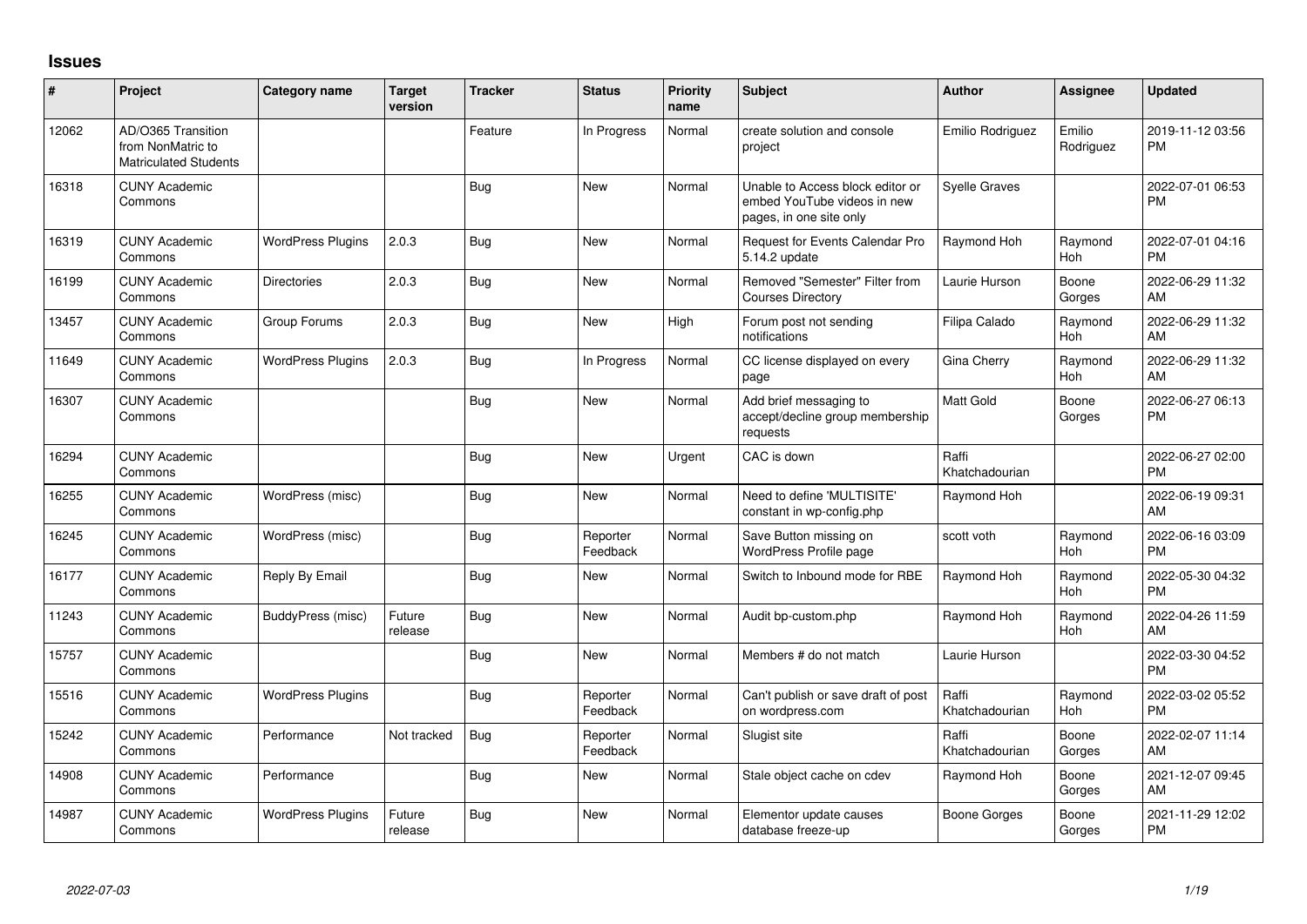## Issues

| # | Project | Category name | Target version | Tracker | Status | Priority name | Subject | Author | Assignee | Updated |
|---|---|---|---|---|---|---|---|---|---|---|
| 12062 | AD/O365 Transition from NonMatric to Matriculated Students | | | Feature | In Progress | Normal | create solution and console project | Emilio Rodriguez | Emilio Rodriguez | 2019-11-12 03:56 PM |
| 16318 | CUNY Academic Commons | | | Bug | New | Normal | Unable to Access block editor or embed YouTube videos in new pages, in one site only | Syelle Graves | | 2022-07-01 06:53 PM |
| 16319 | CUNY Academic Commons | WordPress Plugins | 2.0.3 | Bug | New | Normal | Request for Events Calendar Pro 5.14.2 update | Raymond Hoh | Raymond Hoh | 2022-07-01 04:16 PM |
| 16199 | CUNY Academic Commons | Directories | 2.0.3 | Bug | New | Normal | Removed "Semester" Filter from Courses Directory | Laurie Hurson | Boone Gorges | 2022-06-29 11:32 AM |
| 13457 | CUNY Academic Commons | Group Forums | 2.0.3 | Bug | New | High | Forum post not sending notifications | Filipa Calado | Raymond Hoh | 2022-06-29 11:32 AM |
| 11649 | CUNY Academic Commons | WordPress Plugins | 2.0.3 | Bug | In Progress | Normal | CC license displayed on every page | Gina Cherry | Raymond Hoh | 2022-06-29 11:32 AM |
| 16307 | CUNY Academic Commons | | | Bug | New | Normal | Add brief messaging to accept/decline group membership requests | Matt Gold | Boone Gorges | 2022-06-27 06:13 PM |
| 16294 | CUNY Academic Commons | | | Bug | New | Urgent | CAC is down | Raffi Khatchadourian | | 2022-06-27 02:00 PM |
| 16255 | CUNY Academic Commons | WordPress (misc) | | Bug | New | Normal | Need to define 'MULTISITE' constant in wp-config.php | Raymond Hoh | | 2022-06-19 09:31 AM |
| 16245 | CUNY Academic Commons | WordPress (misc) | | Bug | Reporter Feedback | Normal | Save Button missing on WordPress Profile page | scott voth | Raymond Hoh | 2022-06-16 03:09 PM |
| 16177 | CUNY Academic Commons | Reply By Email | | Bug | New | Normal | Switch to Inbound mode for RBE | Raymond Hoh | Raymond Hoh | 2022-05-30 04:32 PM |
| 11243 | CUNY Academic Commons | BuddyPress (misc) | Future release | Bug | New | Normal | Audit bp-custom.php | Raymond Hoh | Raymond Hoh | 2022-04-26 11:59 AM |
| 15757 | CUNY Academic Commons | | | Bug | New | Normal | Members # do not match | Laurie Hurson | | 2022-03-30 04:52 PM |
| 15516 | CUNY Academic Commons | WordPress Plugins | | Bug | Reporter Feedback | Normal | Can't publish or save draft of post on wordpress.com | Raffi Khatchadourian | Raymond Hoh | 2022-03-02 05:52 PM |
| 15242 | CUNY Academic Commons | Performance | Not tracked | Bug | Reporter Feedback | Normal | Slugist site | Raffi Khatchadourian | Boone Gorges | 2022-02-07 11:14 AM |
| 14908 | CUNY Academic Commons | Performance | | Bug | New | Normal | Stale object cache on cdev | Raymond Hoh | Boone Gorges | 2021-12-07 09:45 AM |
| 14987 | CUNY Academic Commons | WordPress Plugins | Future release | Bug | New | Normal | Elementor update causes database freeze-up | Boone Gorges | Boone Gorges | 2021-11-29 12:02 PM |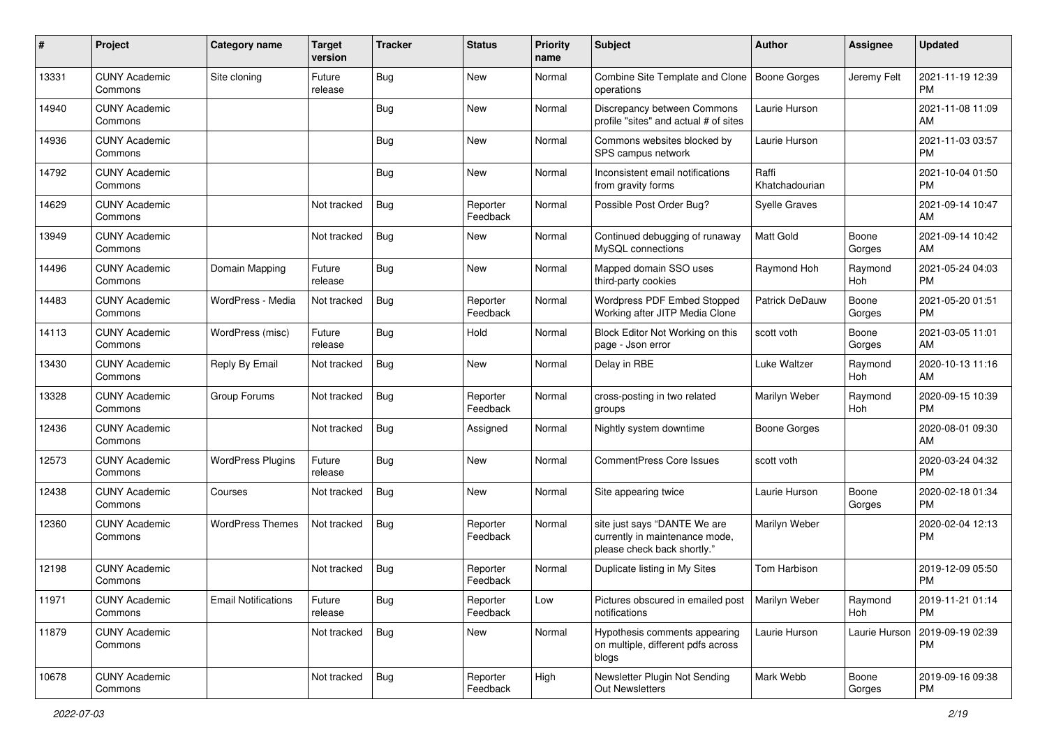| # | Project | Category name | Target version | Tracker | Status | Priority name | Subject | Author | Assignee | Updated |
|---|---|---|---|---|---|---|---|---|---|---|
| 13331 | CUNY Academic Commons | Site cloning | Future release | Bug | New | Normal | Combine Site Template and Clone operations | Boone Gorges | Jeremy Felt | 2021-11-19 12:39 PM |
| 14940 | CUNY Academic Commons | | | Bug | New | Normal | Discrepancy between Commons profile "sites" and actual # of sites | Laurie Hurson | | 2021-11-08 11:09 AM |
| 14936 | CUNY Academic Commons | | | Bug | New | Normal | Commons websites blocked by SPS campus network | Laurie Hurson | | 2021-11-03 03:57 PM |
| 14792 | CUNY Academic Commons | | | Bug | New | Normal | Inconsistent email notifications from gravity forms | Raffi Khatchadourian | | 2021-10-04 01:50 PM |
| 14629 | CUNY Academic Commons | | Not tracked | Bug | Reporter Feedback | Normal | Possible Post Order Bug? | Syelle Graves | | 2021-09-14 10:47 AM |
| 13949 | CUNY Academic Commons | | Not tracked | Bug | New | Normal | Continued debugging of runaway MySQL connections | Matt Gold | Boone Gorges | 2021-09-14 10:42 AM |
| 14496 | CUNY Academic Commons | Domain Mapping | Future release | Bug | New | Normal | Mapped domain SSO uses third-party cookies | Raymond Hoh | Raymond Hoh | 2021-05-24 04:03 PM |
| 14483 | CUNY Academic Commons | WordPress - Media | Not tracked | Bug | Reporter Feedback | Normal | Wordpress PDF Embed Stopped Working after JITP Media Clone | Patrick DeDauw | Boone Gorges | 2021-05-20 01:51 PM |
| 14113 | CUNY Academic Commons | WordPress (misc) | Future release | Bug | Hold | Normal | Block Editor Not Working on this page - Json error | scott voth | Boone Gorges | 2021-03-05 11:01 AM |
| 13430 | CUNY Academic Commons | Reply By Email | Not tracked | Bug | New | Normal | Delay in RBE | Luke Waltzer | Raymond Hoh | 2020-10-13 11:16 AM |
| 13328 | CUNY Academic Commons | Group Forums | Not tracked | Bug | Reporter Feedback | Normal | cross-posting in two related groups | Marilyn Weber | Raymond Hoh | 2020-09-15 10:39 PM |
| 12436 | CUNY Academic Commons | | Not tracked | Bug | Assigned | Normal | Nightly system downtime | Boone Gorges | | 2020-08-01 09:30 AM |
| 12573 | CUNY Academic Commons | WordPress Plugins | Future release | Bug | New | Normal | CommentPress Core Issues | scott voth | | 2020-03-24 04:32 PM |
| 12438 | CUNY Academic Commons | Courses | Not tracked | Bug | New | Normal | Site appearing twice | Laurie Hurson | Boone Gorges | 2020-02-18 01:34 PM |
| 12360 | CUNY Academic Commons | WordPress Themes | Not tracked | Bug | Reporter Feedback | Normal | site just says "DANTE We are currently in maintenance mode, please check back shortly." | Marilyn Weber | | 2020-02-04 12:13 PM |
| 12198 | CUNY Academic Commons | | Not tracked | Bug | Reporter Feedback | Normal | Duplicate listing in My Sites | Tom Harbison | | 2019-12-09 05:50 PM |
| 11971 | CUNY Academic Commons | Email Notifications | Future release | Bug | Reporter Feedback | Low | Pictures obscured in emailed post notifications | Marilyn Weber | Raymond Hoh | 2019-11-21 01:14 PM |
| 11879 | CUNY Academic Commons | | Not tracked | Bug | New | Normal | Hypothesis comments appearing on multiple, different pdfs across blogs | Laurie Hurson | Laurie Hurson | 2019-09-19 02:39 PM |
| 10678 | CUNY Academic Commons | | Not tracked | Bug | Reporter Feedback | High | Newsletter Plugin Not Sending Out Newsletters | Mark Webb | Boone Gorges | 2019-09-16 09:38 PM |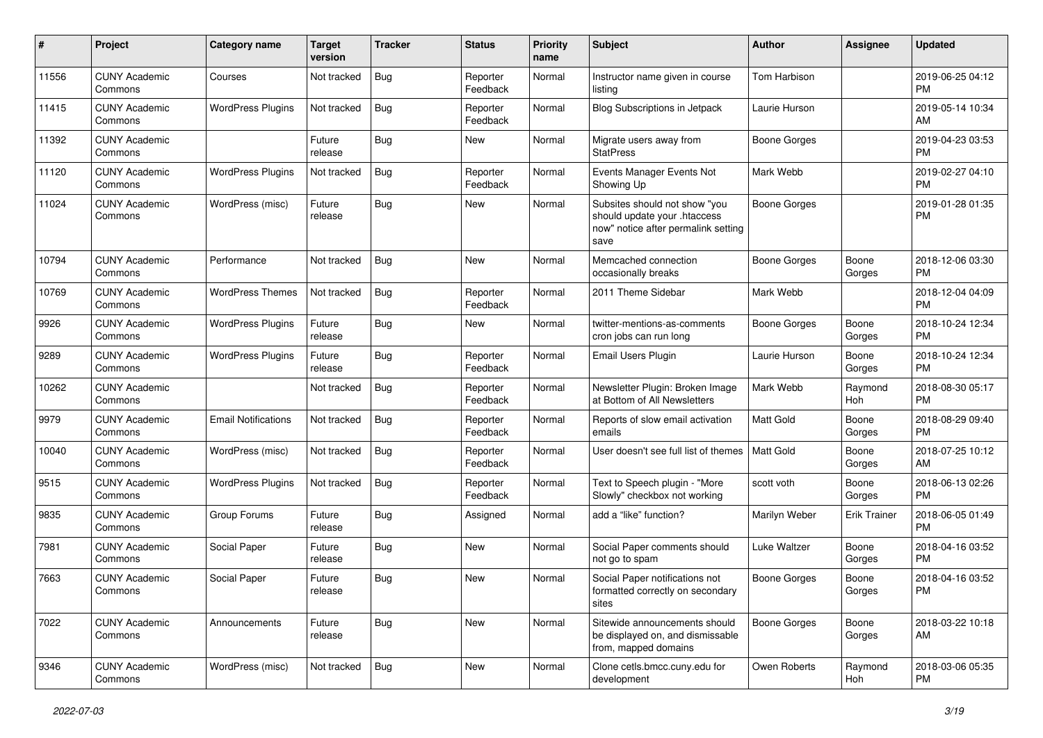| # | Project | Category name | Target version | Tracker | Status | Priority name | Subject | Author | Assignee | Updated |
|---|---|---|---|---|---|---|---|---|---|---|
| 11556 | CUNY Academic Commons | Courses | Not tracked | Bug | Reporter Feedback | Normal | Instructor name given in course listing | Tom Harbison | | 2019-06-25 04:12 PM |
| 11415 | CUNY Academic Commons | WordPress Plugins | Not tracked | Bug | Reporter Feedback | Normal | Blog Subscriptions in Jetpack | Laurie Hurson | | 2019-05-14 10:34 AM |
| 11392 | CUNY Academic Commons | | Future release | Bug | New | Normal | Migrate users away from StatPress | Boone Gorges | | 2019-04-23 03:53 PM |
| 11120 | CUNY Academic Commons | WordPress Plugins | Not tracked | Bug | Reporter Feedback | Normal | Events Manager Events Not Showing Up | Mark Webb | | 2019-02-27 04:10 PM |
| 11024 | CUNY Academic Commons | WordPress (misc) | Future release | Bug | New | Normal | Subsites should not show "you should update your .htaccess now" notice after permalink setting save | Boone Gorges | | 2019-01-28 01:35 PM |
| 10794 | CUNY Academic Commons | Performance | Not tracked | Bug | New | Normal | Memcached connection occasionally breaks | Boone Gorges | Boone Gorges | 2018-12-06 03:30 PM |
| 10769 | CUNY Academic Commons | WordPress Themes | Not tracked | Bug | Reporter Feedback | Normal | 2011 Theme Sidebar | Mark Webb | | 2018-12-04 04:09 PM |
| 9926 | CUNY Academic Commons | WordPress Plugins | Future release | Bug | New | Normal | twitter-mentions-as-comments cron jobs can run long | Boone Gorges | Boone Gorges | 2018-10-24 12:34 PM |
| 9289 | CUNY Academic Commons | WordPress Plugins | Future release | Bug | Reporter Feedback | Normal | Email Users Plugin | Laurie Hurson | Boone Gorges | 2018-10-24 12:34 PM |
| 10262 | CUNY Academic Commons | | Not tracked | Bug | Reporter Feedback | Normal | Newsletter Plugin: Broken Image at Bottom of All Newsletters | Mark Webb | Raymond Hoh | 2018-08-30 05:17 PM |
| 9979 | CUNY Academic Commons | Email Notifications | Not tracked | Bug | Reporter Feedback | Normal | Reports of slow email activation emails | Matt Gold | Boone Gorges | 2018-08-29 09:40 PM |
| 10040 | CUNY Academic Commons | WordPress (misc) | Not tracked | Bug | Reporter Feedback | Normal | User doesn't see full list of themes | Matt Gold | Boone Gorges | 2018-07-25 10:12 AM |
| 9515 | CUNY Academic Commons | WordPress Plugins | Not tracked | Bug | Reporter Feedback | Normal | Text to Speech plugin - "More Slowly" checkbox not working | scott voth | Boone Gorges | 2018-06-13 02:26 PM |
| 9835 | CUNY Academic Commons | Group Forums | Future release | Bug | Assigned | Normal | add a "like" function? | Marilyn Weber | Erik Trainer | 2018-06-05 01:49 PM |
| 7981 | CUNY Academic Commons | Social Paper | Future release | Bug | New | Normal | Social Paper comments should not go to spam | Luke Waltzer | Boone Gorges | 2018-04-16 03:52 PM |
| 7663 | CUNY Academic Commons | Social Paper | Future release | Bug | New | Normal | Social Paper notifications not formatted correctly on secondary sites | Boone Gorges | Boone Gorges | 2018-04-16 03:52 PM |
| 7022 | CUNY Academic Commons | Announcements | Future release | Bug | New | Normal | Sitewide announcements should be displayed on, and dismissable from, mapped domains | Boone Gorges | Boone Gorges | 2018-03-22 10:18 AM |
| 9346 | CUNY Academic Commons | WordPress (misc) | Not tracked | Bug | New | Normal | Clone cetls.bmcc.cuny.edu for development | Owen Roberts | Raymond Hoh | 2018-03-06 05:35 PM |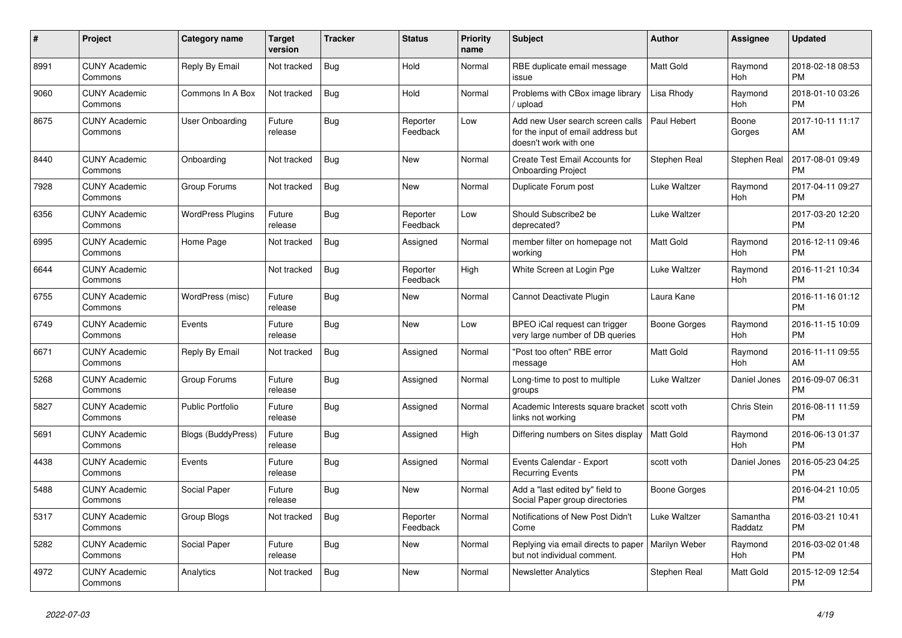| # | Project | Category name | Target version | Tracker | Status | Priority name | Subject | Author | Assignee | Updated |
|---|---|---|---|---|---|---|---|---|---|---|
| 8991 | CUNY Academic Commons | Reply By Email | Not tracked | Bug | Hold | Normal | RBE duplicate email message issue | Matt Gold | Raymond Hoh | 2018-02-18 08:53 PM |
| 9060 | CUNY Academic Commons | Commons In A Box | Not tracked | Bug | Hold | Normal | Problems with CBox image library / upload | Lisa Rhody | Raymond Hoh | 2018-01-10 03:26 PM |
| 8675 | CUNY Academic Commons | User Onboarding | Future release | Bug | Reporter Feedback | Low | Add new User search screen calls for the input of email address but doesn't work with one | Paul Hebert | Boone Gorges | 2017-10-11 11:17 AM |
| 8440 | CUNY Academic Commons | Onboarding | Not tracked | Bug | New | Normal | Create Test Email Accounts for Onboarding Project | Stephen Real | Stephen Real | 2017-08-01 09:49 PM |
| 7928 | CUNY Academic Commons | Group Forums | Not tracked | Bug | New | Normal | Duplicate Forum post | Luke Waltzer | Raymond Hoh | 2017-04-11 09:27 PM |
| 6356 | CUNY Academic Commons | WordPress Plugins | Future release | Bug | Reporter Feedback | Low | Should Subscribe2 be deprecated? | Luke Waltzer | | 2017-03-20 12:20 PM |
| 6995 | CUNY Academic Commons | Home Page | Not tracked | Bug | Assigned | Normal | member filter on homepage not working | Matt Gold | Raymond Hoh | 2016-12-11 09:46 PM |
| 6644 | CUNY Academic Commons | | Not tracked | Bug | Reporter Feedback | High | White Screen at Login Pge | Luke Waltzer | Raymond Hoh | 2016-11-21 10:34 PM |
| 6755 | CUNY Academic Commons | WordPress (misc) | Future release | Bug | New | Normal | Cannot Deactivate Plugin | Laura Kane | | 2016-11-16 01:12 PM |
| 6749 | CUNY Academic Commons | Events | Future release | Bug | New | Low | BPEO iCal request can trigger very large number of DB queries | Boone Gorges | Raymond Hoh | 2016-11-15 10:09 PM |
| 6671 | CUNY Academic Commons | Reply By Email | Not tracked | Bug | Assigned | Normal | "Post too often" RBE error message | Matt Gold | Raymond Hoh | 2016-11-11 09:55 AM |
| 5268 | CUNY Academic Commons | Group Forums | Future release | Bug | Assigned | Normal | Long-time to post to multiple groups | Luke Waltzer | Daniel Jones | 2016-09-07 06:31 PM |
| 5827 | CUNY Academic Commons | Public Portfolio | Future release | Bug | Assigned | Normal | Academic Interests square bracket links not working | scott voth | Chris Stein | 2016-08-11 11:59 PM |
| 5691 | CUNY Academic Commons | Blogs (BuddyPress) | Future release | Bug | Assigned | High | Differing numbers on Sites display | Matt Gold | Raymond Hoh | 2016-06-13 01:37 PM |
| 4438 | CUNY Academic Commons | Events | Future release | Bug | Assigned | Normal | Events Calendar - Export Recurring Events | scott voth | Daniel Jones | 2016-05-23 04:25 PM |
| 5488 | CUNY Academic Commons | Social Paper | Future release | Bug | New | Normal | Add a "last edited by" field to Social Paper group directories | Boone Gorges | | 2016-04-21 10:05 PM |
| 5317 | CUNY Academic Commons | Group Blogs | Not tracked | Bug | Reporter Feedback | Normal | Notifications of New Post Didn't Come | Luke Waltzer | Samantha Raddatz | 2016-03-21 10:41 PM |
| 5282 | CUNY Academic Commons | Social Paper | Future release | Bug | New | Normal | Replying via email directs to paper but not individual comment. | Marilyn Weber | Raymond Hoh | 2016-03-02 01:48 PM |
| 4972 | CUNY Academic Commons | Analytics | Not tracked | Bug | New | Normal | Newsletter Analytics | Stephen Real | Matt Gold | 2015-12-09 12:54 PM |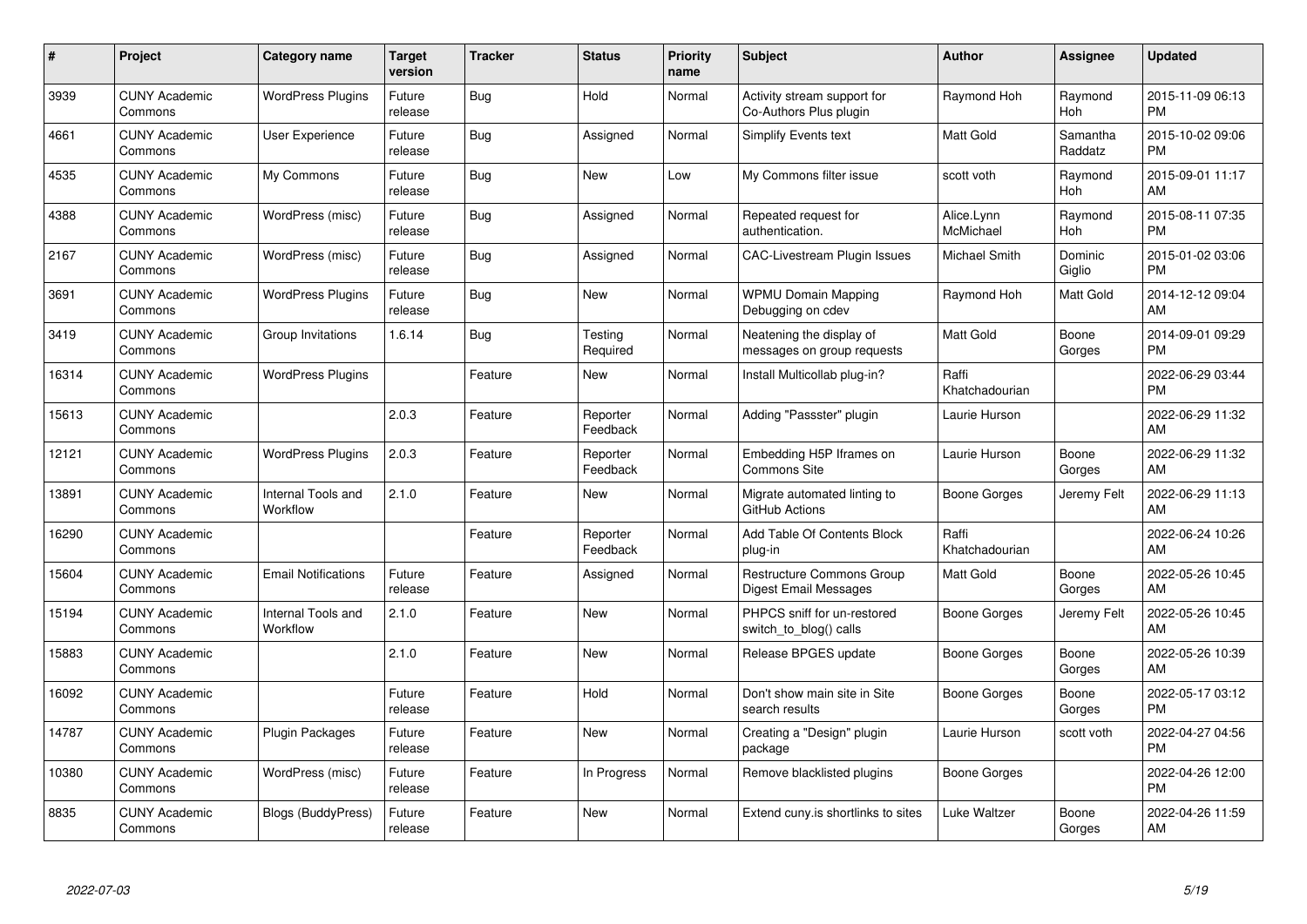| # | Project | Category name | Target version | Tracker | Status | Priority name | Subject | Author | Assignee | Updated |
|---|---|---|---|---|---|---|---|---|---|---|
| 3939 | CUNY Academic Commons | WordPress Plugins | Future release | Bug | Hold | Normal | Activity stream support for Co-Authors Plus plugin | Raymond Hoh | Raymond Hoh | 2015-11-09 06:13 PM |
| 4661 | CUNY Academic Commons | User Experience | Future release | Bug | Assigned | Normal | Simplify Events text | Matt Gold | Samantha Raddatz | 2015-10-02 09:06 PM |
| 4535 | CUNY Academic Commons | My Commons | Future release | Bug | New | Low | My Commons filter issue | scott voth | Raymond Hoh | 2015-09-01 11:17 AM |
| 4388 | CUNY Academic Commons | WordPress (misc) | Future release | Bug | Assigned | Normal | Repeated request for authentication. | Alice.Lynn McMichael | Raymond Hoh | 2015-08-11 07:35 PM |
| 2167 | CUNY Academic Commons | WordPress (misc) | Future release | Bug | Assigned | Normal | CAC-Livestream Plugin Issues | Michael Smith | Dominic Giglio | 2015-01-02 03:06 PM |
| 3691 | CUNY Academic Commons | WordPress Plugins | Future release | Bug | New | Normal | WPMU Domain Mapping Debugging on cdev | Raymond Hoh | Matt Gold | 2014-12-12 09:04 AM |
| 3419 | CUNY Academic Commons | Group Invitations | 1.6.14 | Bug | Testing Required | Normal | Neatening the display of messages on group requests | Matt Gold | Boone Gorges | 2014-09-01 09:29 PM |
| 16314 | CUNY Academic Commons | WordPress Plugins | | Feature | New | Normal | Install Multicollab plug-in? | Raffi Khatchadourian | | 2022-06-29 03:44 PM |
| 15613 | CUNY Academic Commons | | 2.0.3 | Feature | Reporter Feedback | Normal | Adding "Passster" plugin | Laurie Hurson | | 2022-06-29 11:32 AM |
| 12121 | CUNY Academic Commons | WordPress Plugins | 2.0.3 | Feature | Reporter Feedback | Normal | Embedding H5P Iframes on Commons Site | Laurie Hurson | Boone Gorges | 2022-06-29 11:32 AM |
| 13891 | CUNY Academic Commons | Internal Tools and Workflow | 2.1.0 | Feature | New | Normal | Migrate automated linting to GitHub Actions | Boone Gorges | Jeremy Felt | 2022-06-29 11:13 AM |
| 16290 | CUNY Academic Commons | | | Feature | Reporter Feedback | Normal | Add Table Of Contents Block plug-in | Raffi Khatchadourian | | 2022-06-24 10:26 AM |
| 15604 | CUNY Academic Commons | Email Notifications | Future release | Feature | Assigned | Normal | Restructure Commons Group Digest Email Messages | Matt Gold | Boone Gorges | 2022-05-26 10:45 AM |
| 15194 | CUNY Academic Commons | Internal Tools and Workflow | 2.1.0 | Feature | New | Normal | PHPCS sniff for un-restored switch_to_blog() calls | Boone Gorges | Jeremy Felt | 2022-05-26 10:45 AM |
| 15883 | CUNY Academic Commons | | 2.1.0 | Feature | New | Normal | Release BPGES update | Boone Gorges | Boone Gorges | 2022-05-26 10:39 AM |
| 16092 | CUNY Academic Commons | | Future release | Feature | Hold | Normal | Don't show main site in Site search results | Boone Gorges | Boone Gorges | 2022-05-17 03:12 PM |
| 14787 | CUNY Academic Commons | Plugin Packages | Future release | Feature | New | Normal | Creating a "Design" plugin package | Laurie Hurson | scott voth | 2022-04-27 04:56 PM |
| 10380 | CUNY Academic Commons | WordPress (misc) | Future release | Feature | In Progress | Normal | Remove blacklisted plugins | Boone Gorges | | 2022-04-26 12:00 PM |
| 8835 | CUNY Academic Commons | Blogs (BuddyPress) | Future release | Feature | New | Normal | Extend cuny.is shortlinks to sites | Luke Waltzer | Boone Gorges | 2022-04-26 11:59 AM |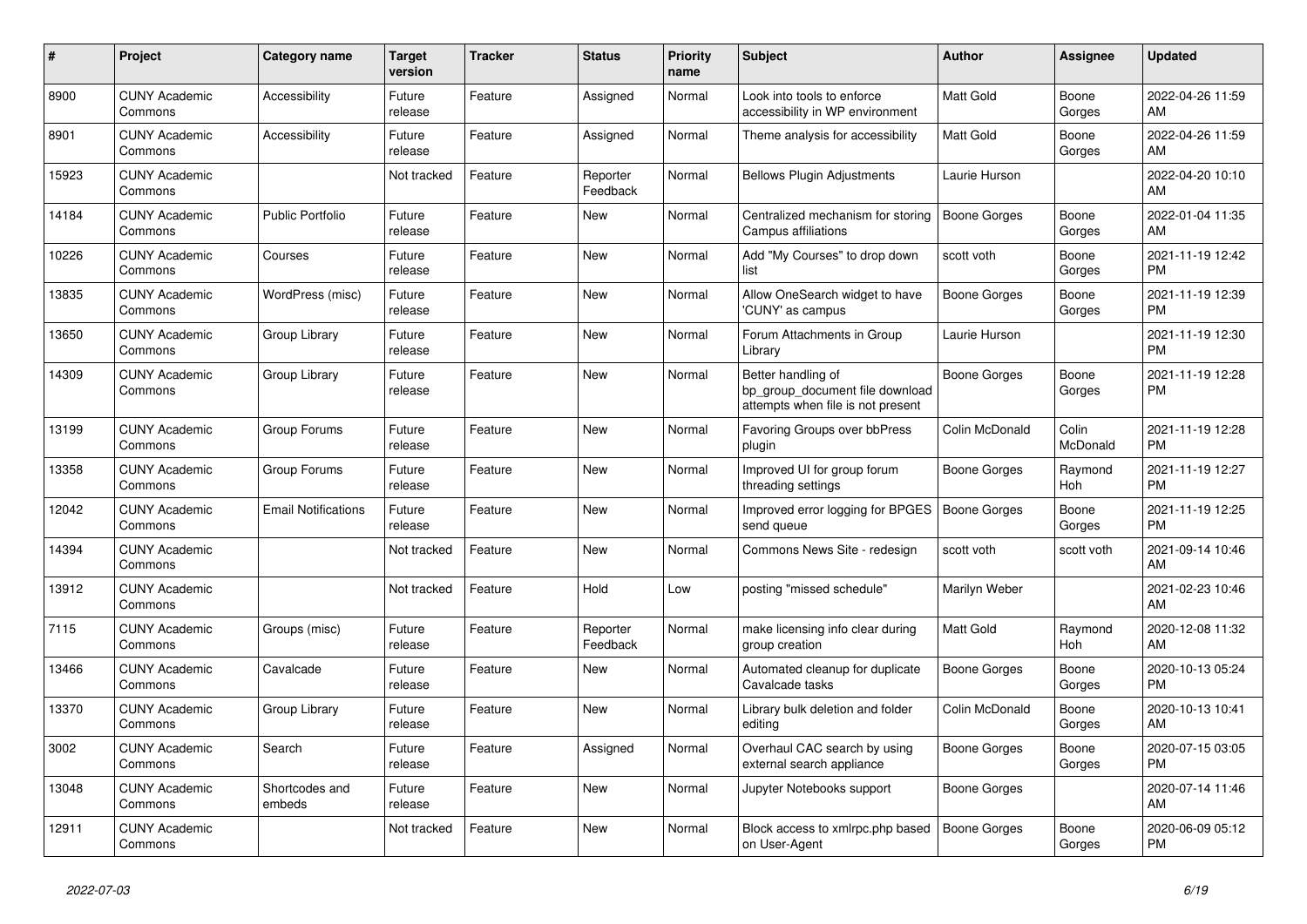| # | Project | Category name | Target version | Tracker | Status | Priority name | Subject | Author | Assignee | Updated |
|---|---|---|---|---|---|---|---|---|---|---|
| 8900 | CUNY Academic Commons | Accessibility | Future release | Feature | Assigned | Normal | Look into tools to enforce accessibility in WP environment | Matt Gold | Boone Gorges | 2022-04-26 11:59 AM |
| 8901 | CUNY Academic Commons | Accessibility | Future release | Feature | Assigned | Normal | Theme analysis for accessibility | Matt Gold | Boone Gorges | 2022-04-26 11:59 AM |
| 15923 | CUNY Academic Commons | | Not tracked | Feature | Reporter Feedback | Normal | Bellows Plugin Adjustments | Laurie Hurson | | 2022-04-20 10:10 AM |
| 14184 | CUNY Academic Commons | Public Portfolio | Future release | Feature | New | Normal | Centralized mechanism for storing Campus affiliations | Boone Gorges | Boone Gorges | 2022-01-04 11:35 AM |
| 10226 | CUNY Academic Commons | Courses | Future release | Feature | New | Normal | Add "My Courses" to drop down list | scott voth | Boone Gorges | 2021-11-19 12:42 PM |
| 13835 | CUNY Academic Commons | WordPress (misc) | Future release | Feature | New | Normal | Allow OneSearch widget to have 'CUNY' as campus | Boone Gorges | Boone Gorges | 2021-11-19 12:39 PM |
| 13650 | CUNY Academic Commons | Group Library | Future release | Feature | New | Normal | Forum Attachments in Group Library | Laurie Hurson | | 2021-11-19 12:30 PM |
| 14309 | CUNY Academic Commons | Group Library | Future release | Feature | New | Normal | Better handling of bp_group_document file download attempts when file is not present | Boone Gorges | Boone Gorges | 2021-11-19 12:28 PM |
| 13199 | CUNY Academic Commons | Group Forums | Future release | Feature | New | Normal | Favoring Groups over bbPress plugin | Colin McDonald | Colin McDonald | 2021-11-19 12:28 PM |
| 13358 | CUNY Academic Commons | Group Forums | Future release | Feature | New | Normal | Improved UI for group forum threading settings | Boone Gorges | Raymond Hoh | 2021-11-19 12:27 PM |
| 12042 | CUNY Academic Commons | Email Notifications | Future release | Feature | New | Normal | Improved error logging for BPGES send queue | Boone Gorges | Boone Gorges | 2021-11-19 12:25 PM |
| 14394 | CUNY Academic Commons | | Not tracked | Feature | New | Normal | Commons News Site - redesign | scott voth | scott voth | 2021-09-14 10:46 AM |
| 13912 | CUNY Academic Commons | | Not tracked | Feature | Hold | Low | posting "missed schedule" | Marilyn Weber | | 2021-02-23 10:46 AM |
| 7115 | CUNY Academic Commons | Groups (misc) | Future release | Feature | Reporter Feedback | Normal | make licensing info clear during group creation | Matt Gold | Raymond Hoh | 2020-12-08 11:32 AM |
| 13466 | CUNY Academic Commons | Cavalcade | Future release | Feature | New | Normal | Automated cleanup for duplicate Cavalcade tasks | Boone Gorges | Boone Gorges | 2020-10-13 05:24 PM |
| 13370 | CUNY Academic Commons | Group Library | Future release | Feature | New | Normal | Library bulk deletion and folder editing | Colin McDonald | Boone Gorges | 2020-10-13 10:41 AM |
| 3002 | CUNY Academic Commons | Search | Future release | Feature | Assigned | Normal | Overhaul CAC search by using external search appliance | Boone Gorges | Boone Gorges | 2020-07-15 03:05 PM |
| 13048 | CUNY Academic Commons | Shortcodes and embeds | Future release | Feature | New | Normal | Jupyter Notebooks support | Boone Gorges | | 2020-07-14 11:46 AM |
| 12911 | CUNY Academic Commons | | Not tracked | Feature | New | Normal | Block access to xmlrpc.php based on User-Agent | Boone Gorges | Boone Gorges | 2020-06-09 05:12 PM |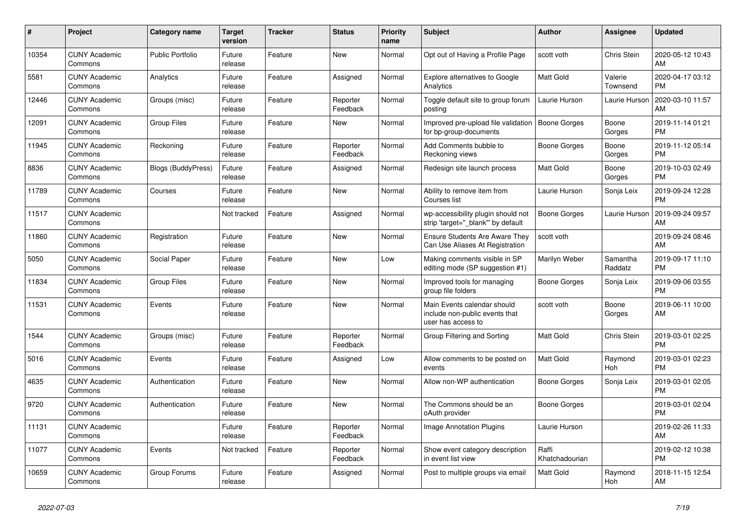| # | Project | Category name | Target version | Tracker | Status | Priority name | Subject | Author | Assignee | Updated |
|---|---|---|---|---|---|---|---|---|---|---|
| 10354 | CUNY Academic Commons | Public Portfolio | Future release | Feature | New | Normal | Opt out of Having a Profile Page | scott voth | Chris Stein | 2020-05-12 10:43 AM |
| 5581 | CUNY Academic Commons | Analytics | Future release | Feature | Assigned | Normal | Explore alternatives to Google Analytics | Matt Gold | Valerie Townsend | 2020-04-17 03:12 PM |
| 12446 | CUNY Academic Commons | Groups (misc) | Future release | Feature | Reporter Feedback | Normal | Toggle default site to group forum posting | Laurie Hurson | Laurie Hurson | 2020-03-10 11:57 AM |
| 12091 | CUNY Academic Commons | Group Files | Future release | Feature | New | Normal | Improved pre-upload file validation for bp-group-documents | Boone Gorges | Boone Gorges | 2019-11-14 01:21 PM |
| 11945 | CUNY Academic Commons | Reckoning | Future release | Feature | Reporter Feedback | Normal | Add Comments bubble to Reckoning views | Boone Gorges | Boone Gorges | 2019-11-12 05:14 PM |
| 8836 | CUNY Academic Commons | Blogs (BuddyPress) | Future release | Feature | Assigned | Normal | Redesign site launch process | Matt Gold | Boone Gorges | 2019-10-03 02:49 PM |
| 11789 | CUNY Academic Commons | Courses | Future release | Feature | New | Normal | Ability to remove item from Courses list | Laurie Hurson | Sonja Leix | 2019-09-24 12:28 PM |
| 11517 | CUNY Academic Commons | | Not tracked | Feature | Assigned | Normal | wp-accessibility plugin should not strip 'target="_blank"' by default | Boone Gorges | Laurie Hurson | 2019-09-24 09:57 AM |
| 11860 | CUNY Academic Commons | Registration | Future release | Feature | New | Normal | Ensure Students Are Aware They Can Use Aliases At Registration | scott voth | | 2019-09-24 08:46 AM |
| 5050 | CUNY Academic Commons | Social Paper | Future release | Feature | New | Low | Making comments visible in SP editing mode (SP suggestion #1) | Marilyn Weber | Samantha Raddatz | 2019-09-17 11:10 PM |
| 11834 | CUNY Academic Commons | Group Files | Future release | Feature | New | Normal | Improved tools for managing group file folders | Boone Gorges | Sonja Leix | 2019-09-06 03:55 PM |
| 11531 | CUNY Academic Commons | Events | Future release | Feature | New | Normal | Main Events calendar should include non-public events that user has access to | scott voth | Boone Gorges | 2019-06-11 10:00 AM |
| 1544 | CUNY Academic Commons | Groups (misc) | Future release | Feature | Reporter Feedback | Normal | Group Filtering and Sorting | Matt Gold | Chris Stein | 2019-03-01 02:25 PM |
| 5016 | CUNY Academic Commons | Events | Future release | Feature | Assigned | Low | Allow comments to be posted on events | Matt Gold | Raymond Hoh | 2019-03-01 02:23 PM |
| 4635 | CUNY Academic Commons | Authentication | Future release | Feature | New | Normal | Allow non-WP authentication | Boone Gorges | Sonja Leix | 2019-03-01 02:05 PM |
| 9720 | CUNY Academic Commons | Authentication | Future release | Feature | New | Normal | The Commons should be an oAuth provider | Boone Gorges | | 2019-03-01 02:04 PM |
| 11131 | CUNY Academic Commons | | Future release | Feature | Reporter Feedback | Normal | Image Annotation Plugins | Laurie Hurson | | 2019-02-26 11:33 AM |
| 11077 | CUNY Academic Commons | Events | Not tracked | Feature | Reporter Feedback | Normal | Show event category description in event list view | Raffi Khatchadourian | | 2019-02-12 10:38 PM |
| 10659 | CUNY Academic Commons | Group Forums | Future release | Feature | Assigned | Normal | Post to multiple groups via email | Matt Gold | Raymond Hoh | 2018-11-15 12:54 AM |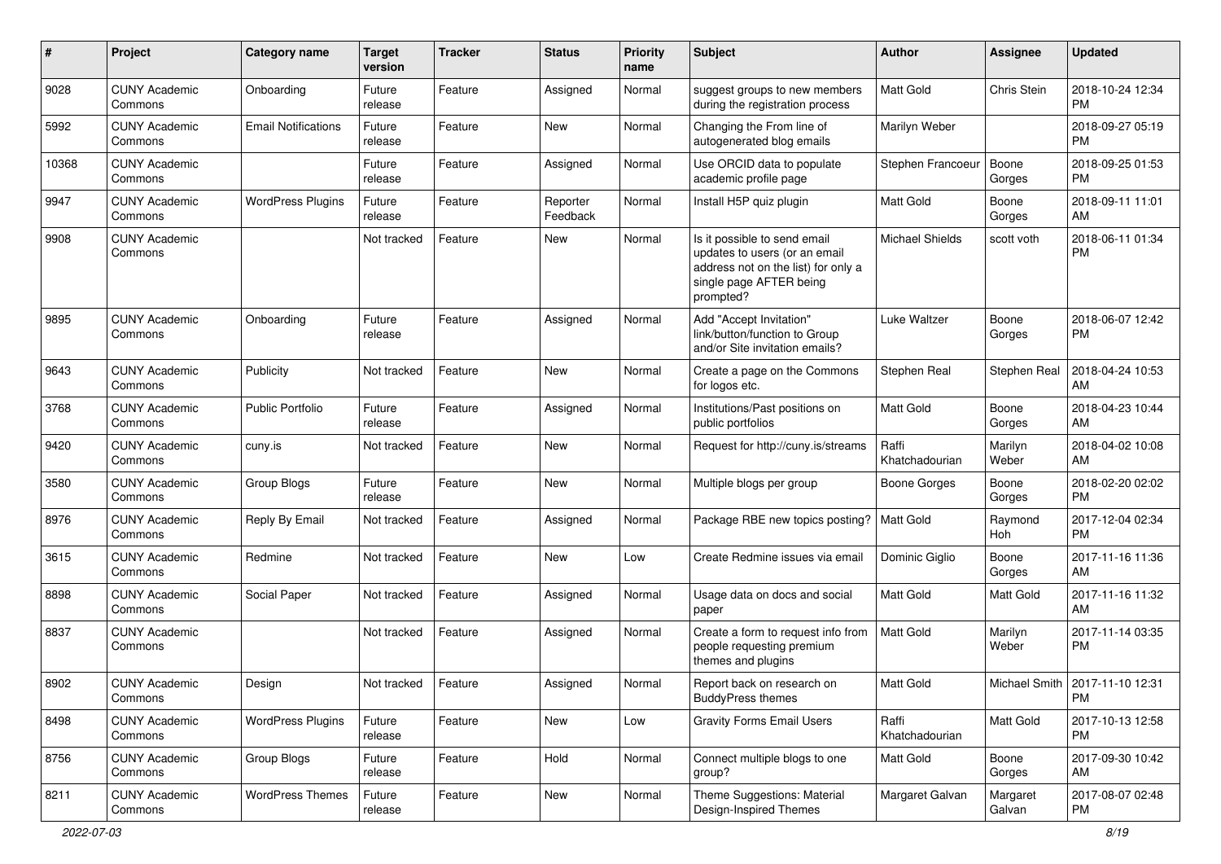| # | Project | Category name | Target version | Tracker | Status | Priority name | Subject | Author | Assignee | Updated |
|---|---|---|---|---|---|---|---|---|---|---|
| 9028 | CUNY Academic Commons | Onboarding | Future release | Feature | Assigned | Normal | suggest groups to new members during the registration process | Matt Gold | Chris Stein | 2018-10-24 12:34 PM |
| 5992 | CUNY Academic Commons | Email Notifications | Future release | Feature | New | Normal | Changing the From line of autogenerated blog emails | Marilyn Weber | | 2018-09-27 05:19 PM |
| 10368 | CUNY Academic Commons | | Future release | Feature | Assigned | Normal | Use ORCID data to populate academic profile page | Stephen Francoeur | Boone Gorges | 2018-09-25 01:53 PM |
| 9947 | CUNY Academic Commons | WordPress Plugins | Future release | Feature | Reporter Feedback | Normal | Install H5P quiz plugin | Matt Gold | Boone Gorges | 2018-09-11 11:01 AM |
| 9908 | CUNY Academic Commons | | Not tracked | Feature | New | Normal | Is it possible to send email updates to users (or an email address not on the list) for only a single page AFTER being prompted? | Michael Shields | scott voth | 2018-06-11 01:34 PM |
| 9895 | CUNY Academic Commons | Onboarding | Future release | Feature | Assigned | Normal | Add "Accept Invitation" link/button/function to Group and/or Site invitation emails? | Luke Waltzer | Boone Gorges | 2018-06-07 12:42 PM |
| 9643 | CUNY Academic Commons | Publicity | Not tracked | Feature | New | Normal | Create a page on the Commons for logos etc. | Stephen Real | Stephen Real | 2018-04-24 10:53 AM |
| 3768 | CUNY Academic Commons | Public Portfolio | Future release | Feature | Assigned | Normal | Institutions/Past positions on public portfolios | Matt Gold | Boone Gorges | 2018-04-23 10:44 AM |
| 9420 | CUNY Academic Commons | cuny.is | Not tracked | Feature | New | Normal | Request for http://cuny.is/streams | Raffi Khatchadourian | Marilyn Weber | 2018-04-02 10:08 AM |
| 3580 | CUNY Academic Commons | Group Blogs | Future release | Feature | New | Normal | Multiple blogs per group | Boone Gorges | Boone Gorges | 2018-02-20 02:02 PM |
| 8976 | CUNY Academic Commons | Reply By Email | Not tracked | Feature | Assigned | Normal | Package RBE new topics posting? | Matt Gold | Raymond Hoh | 2017-12-04 02:34 PM |
| 3615 | CUNY Academic Commons | Redmine | Not tracked | Feature | New | Low | Create Redmine issues via email | Dominic Giglio | Boone Gorges | 2017-11-16 11:36 AM |
| 8898 | CUNY Academic Commons | Social Paper | Not tracked | Feature | Assigned | Normal | Usage data on docs and social paper | Matt Gold | Matt Gold | 2017-11-16 11:32 AM |
| 8837 | CUNY Academic Commons | | Not tracked | Feature | Assigned | Normal | Create a form to request info from people requesting premium themes and plugins | Matt Gold | Marilyn Weber | 2017-11-14 03:35 PM |
| 8902 | CUNY Academic Commons | Design | Not tracked | Feature | Assigned | Normal | Report back on research on BuddyPress themes | Matt Gold | Michael Smith | 2017-11-10 12:31 PM |
| 8498 | CUNY Academic Commons | WordPress Plugins | Future release | Feature | New | Low | Gravity Forms Email Users | Raffi Khatchadourian | Matt Gold | 2017-10-13 12:58 PM |
| 8756 | CUNY Academic Commons | Group Blogs | Future release | Feature | Hold | Normal | Connect multiple blogs to one group? | Matt Gold | Boone Gorges | 2017-09-30 10:42 AM |
| 8211 | CUNY Academic Commons | WordPress Themes | Future release | Feature | New | Normal | Theme Suggestions: Material Design-Inspired Themes | Margaret Galvan | Margaret Galvan | 2017-08-07 02:48 PM |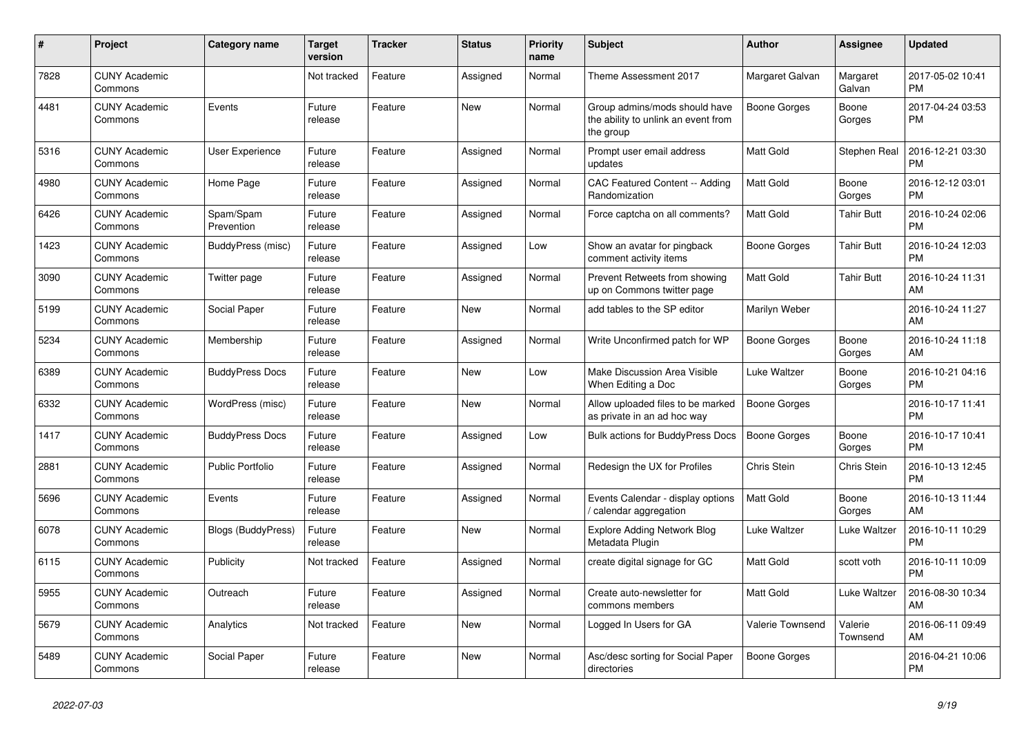| # | Project | Category name | Target version | Tracker | Status | Priority name | Subject | Author | Assignee | Updated |
|---|---|---|---|---|---|---|---|---|---|---|
| 7828 | CUNY Academic Commons | | Not tracked | Feature | Assigned | Normal | Theme Assessment 2017 | Margaret Galvan | Margaret Galvan | 2017-05-02 10:41 PM |
| 4481 | CUNY Academic Commons | Events | Future release | Feature | New | Normal | Group admins/mods should have the ability to unlink an event from the group | Boone Gorges | Boone Gorges | 2017-04-24 03:53 PM |
| 5316 | CUNY Academic Commons | User Experience | Future release | Feature | Assigned | Normal | Prompt user email address updates | Matt Gold | Stephen Real | 2016-12-21 03:30 PM |
| 4980 | CUNY Academic Commons | Home Page | Future release | Feature | Assigned | Normal | CAC Featured Content -- Adding Randomization | Matt Gold | Boone Gorges | 2016-12-12 03:01 PM |
| 6426 | CUNY Academic Commons | Spam/Spam Prevention | Future release | Feature | Assigned | Normal | Force captcha on all comments? | Matt Gold | Tahir Butt | 2016-10-24 02:06 PM |
| 1423 | CUNY Academic Commons | BuddyPress (misc) | Future release | Feature | Assigned | Low | Show an avatar for pingback comment activity items | Boone Gorges | Tahir Butt | 2016-10-24 12:03 PM |
| 3090 | CUNY Academic Commons | Twitter page | Future release | Feature | Assigned | Normal | Prevent Retweets from showing up on Commons twitter page | Matt Gold | Tahir Butt | 2016-10-24 11:31 AM |
| 5199 | CUNY Academic Commons | Social Paper | Future release | Feature | New | Normal | add tables to the SP editor | Marilyn Weber | | 2016-10-24 11:27 AM |
| 5234 | CUNY Academic Commons | Membership | Future release | Feature | Assigned | Normal | Write Unconfirmed patch for WP | Boone Gorges | Boone Gorges | 2016-10-24 11:18 AM |
| 6389 | CUNY Academic Commons | BuddyPress Docs | Future release | Feature | New | Low | Make Discussion Area Visible When Editing a Doc | Luke Waltzer | Boone Gorges | 2016-10-21 04:16 PM |
| 6332 | CUNY Academic Commons | WordPress (misc) | Future release | Feature | New | Normal | Allow uploaded files to be marked as private in an ad hoc way | Boone Gorges | | 2016-10-17 11:41 PM |
| 1417 | CUNY Academic Commons | BuddyPress Docs | Future release | Feature | Assigned | Low | Bulk actions for BuddyPress Docs | Boone Gorges | Boone Gorges | 2016-10-17 10:41 PM |
| 2881 | CUNY Academic Commons | Public Portfolio | Future release | Feature | Assigned | Normal | Redesign the UX for Profiles | Chris Stein | Chris Stein | 2016-10-13 12:45 PM |
| 5696 | CUNY Academic Commons | Events | Future release | Feature | Assigned | Normal | Events Calendar - display options / calendar aggregation | Matt Gold | Boone Gorges | 2016-10-13 11:44 AM |
| 6078 | CUNY Academic Commons | Blogs (BuddyPress) | Future release | Feature | New | Normal | Explore Adding Network Blog Metadata Plugin | Luke Waltzer | Luke Waltzer | 2016-10-11 10:29 PM |
| 6115 | CUNY Academic Commons | Publicity | Not tracked | Feature | Assigned | Normal | create digital signage for GC | Matt Gold | scott voth | 2016-10-11 10:09 PM |
| 5955 | CUNY Academic Commons | Outreach | Future release | Feature | Assigned | Normal | Create auto-newsletter for commons members | Matt Gold | Luke Waltzer | 2016-08-30 10:34 AM |
| 5679 | CUNY Academic Commons | Analytics | Not tracked | Feature | New | Normal | Logged In Users for GA | Valerie Townsend | Valerie Townsend | 2016-06-11 09:49 AM |
| 5489 | CUNY Academic Commons | Social Paper | Future release | Feature | New | Normal | Asc/desc sorting for Social Paper directories | Boone Gorges | | 2016-04-21 10:06 PM |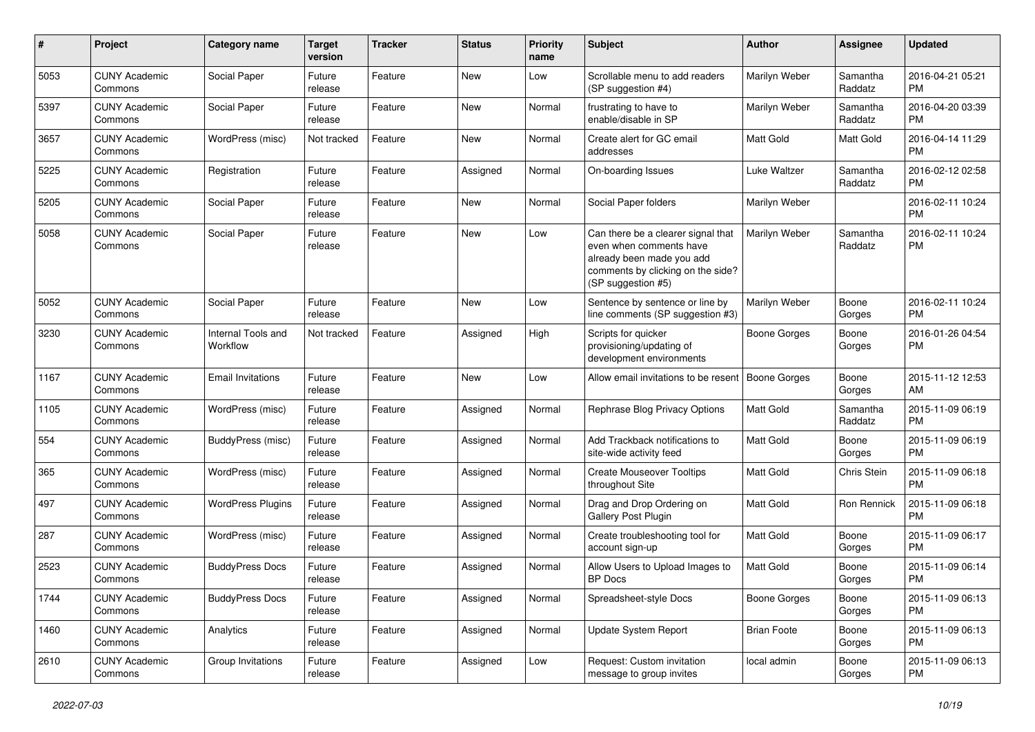| # | Project | Category name | Target version | Tracker | Status | Priority name | Subject | Author | Assignee | Updated |
|---|---|---|---|---|---|---|---|---|---|---|
| 5053 | CUNY Academic Commons | Social Paper | Future release | Feature | New | Low | Scrollable menu to add readers (SP suggestion #4) | Marilyn Weber | Samantha Raddatz | 2016-04-21 05:21 PM |
| 5397 | CUNY Academic Commons | Social Paper | Future release | Feature | New | Normal | frustrating to have to enable/disable in SP | Marilyn Weber | Samantha Raddatz | 2016-04-20 03:39 PM |
| 3657 | CUNY Academic Commons | WordPress (misc) | Not tracked | Feature | New | Normal | Create alert for GC email addresses | Matt Gold | Matt Gold | 2016-04-14 11:29 PM |
| 5225 | CUNY Academic Commons | Registration | Future release | Feature | Assigned | Normal | On-boarding Issues | Luke Waltzer | Samantha Raddatz | 2016-02-12 02:58 PM |
| 5205 | CUNY Academic Commons | Social Paper | Future release | Feature | New | Normal | Social Paper folders | Marilyn Weber | | 2016-02-11 10:24 PM |
| 5058 | CUNY Academic Commons | Social Paper | Future release | Feature | New | Low | Can there be a clearer signal that even when comments have already been made you add comments by clicking on the side? (SP suggestion #5) | Marilyn Weber | Samantha Raddatz | 2016-02-11 10:24 PM |
| 5052 | CUNY Academic Commons | Social Paper | Future release | Feature | New | Low | Sentence by sentence or line by line comments (SP suggestion #3) | Marilyn Weber | Boone Gorges | 2016-02-11 10:24 PM |
| 3230 | CUNY Academic Commons | Internal Tools and Workflow | Not tracked | Feature | Assigned | High | Scripts for quicker provisioning/updating of development environments | Boone Gorges | Boone Gorges | 2016-01-26 04:54 PM |
| 1167 | CUNY Academic Commons | Email Invitations | Future release | Feature | New | Low | Allow email invitations to be resent | Boone Gorges | Boone Gorges | 2015-11-12 12:53 AM |
| 1105 | CUNY Academic Commons | WordPress (misc) | Future release | Feature | Assigned | Normal | Rephrase Blog Privacy Options | Matt Gold | Samantha Raddatz | 2015-11-09 06:19 PM |
| 554 | CUNY Academic Commons | BuddyPress (misc) | Future release | Feature | Assigned | Normal | Add Trackback notifications to site-wide activity feed | Matt Gold | Boone Gorges | 2015-11-09 06:19 PM |
| 365 | CUNY Academic Commons | WordPress (misc) | Future release | Feature | Assigned | Normal | Create Mouseover Tooltips throughout Site | Matt Gold | Chris Stein | 2015-11-09 06:18 PM |
| 497 | CUNY Academic Commons | WordPress Plugins | Future release | Feature | Assigned | Normal | Drag and Drop Ordering on Gallery Post Plugin | Matt Gold | Ron Rennick | 2015-11-09 06:18 PM |
| 287 | CUNY Academic Commons | WordPress (misc) | Future release | Feature | Assigned | Normal | Create troubleshooting tool for account sign-up | Matt Gold | Boone Gorges | 2015-11-09 06:17 PM |
| 2523 | CUNY Academic Commons | BuddyPress Docs | Future release | Feature | Assigned | Normal | Allow Users to Upload Images to BP Docs | Matt Gold | Boone Gorges | 2015-11-09 06:14 PM |
| 1744 | CUNY Academic Commons | BuddyPress Docs | Future release | Feature | Assigned | Normal | Spreadsheet-style Docs | Boone Gorges | Boone Gorges | 2015-11-09 06:13 PM |
| 1460 | CUNY Academic Commons | Analytics | Future release | Feature | Assigned | Normal | Update System Report | Brian Foote | Boone Gorges | 2015-11-09 06:13 PM |
| 2610 | CUNY Academic Commons | Group Invitations | Future release | Feature | Assigned | Low | Request: Custom invitation message to group invites | local admin | Boone Gorges | 2015-11-09 06:13 PM |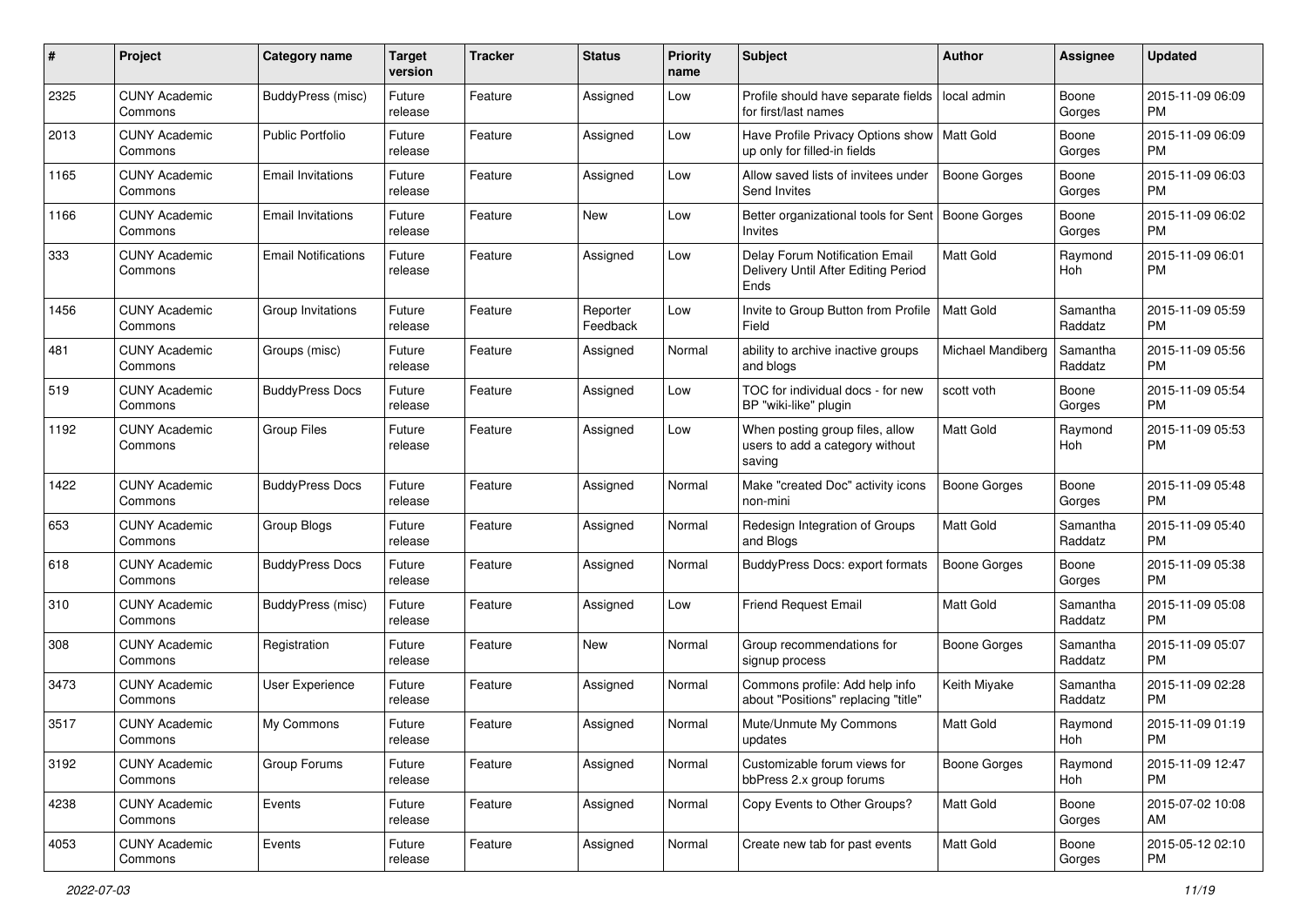| # | Project | Category name | Target version | Tracker | Status | Priority name | Subject | Author | Assignee | Updated |
|---|---|---|---|---|---|---|---|---|---|---|
| 2325 | CUNY Academic Commons | BuddyPress (misc) | Future release | Feature | Assigned | Low | Profile should have separate fields for first/last names | local admin | Boone Gorges | 2015-11-09 06:09 PM |
| 2013 | CUNY Academic Commons | Public Portfolio | Future release | Feature | Assigned | Low | Have Profile Privacy Options show up only for filled-in fields | Matt Gold | Boone Gorges | 2015-11-09 06:09 PM |
| 1165 | CUNY Academic Commons | Email Invitations | Future release | Feature | Assigned | Low | Allow saved lists of invitees under Send Invites | Boone Gorges | Boone Gorges | 2015-11-09 06:03 PM |
| 1166 | CUNY Academic Commons | Email Invitations | Future release | Feature | New | Low | Better organizational tools for Sent Invites | Boone Gorges | Boone Gorges | 2015-11-09 06:02 PM |
| 333 | CUNY Academic Commons | Email Notifications | Future release | Feature | Assigned | Low | Delay Forum Notification Email Delivery Until After Editing Period Ends | Matt Gold | Raymond Hoh | 2015-11-09 06:01 PM |
| 1456 | CUNY Academic Commons | Group Invitations | Future release | Feature | Reporter Feedback | Low | Invite to Group Button from Profile Field | Matt Gold | Samantha Raddatz | 2015-11-09 05:59 PM |
| 481 | CUNY Academic Commons | Groups (misc) | Future release | Feature | Assigned | Normal | ability to archive inactive groups and blogs | Michael Mandiberg | Samantha Raddatz | 2015-11-09 05:56 PM |
| 519 | CUNY Academic Commons | BuddyPress Docs | Future release | Feature | Assigned | Low | TOC for individual docs - for new BP "wiki-like" plugin | scott voth | Boone Gorges | 2015-11-09 05:54 PM |
| 1192 | CUNY Academic Commons | Group Files | Future release | Feature | Assigned | Low | When posting group files, allow users to add a category without saving | Matt Gold | Raymond Hoh | 2015-11-09 05:53 PM |
| 1422 | CUNY Academic Commons | BuddyPress Docs | Future release | Feature | Assigned | Normal | Make "created Doc" activity icons non-mini | Boone Gorges | Boone Gorges | 2015-11-09 05:48 PM |
| 653 | CUNY Academic Commons | Group Blogs | Future release | Feature | Assigned | Normal | Redesign Integration of Groups and Blogs | Matt Gold | Samantha Raddatz | 2015-11-09 05:40 PM |
| 618 | CUNY Academic Commons | BuddyPress Docs | Future release | Feature | Assigned | Normal | BuddyPress Docs: export formats | Boone Gorges | Boone Gorges | 2015-11-09 05:38 PM |
| 310 | CUNY Academic Commons | BuddyPress (misc) | Future release | Feature | Assigned | Low | Friend Request Email | Matt Gold | Samantha Raddatz | 2015-11-09 05:08 PM |
| 308 | CUNY Academic Commons | Registration | Future release | Feature | New | Normal | Group recommendations for signup process | Boone Gorges | Samantha Raddatz | 2015-11-09 05:07 PM |
| 3473 | CUNY Academic Commons | User Experience | Future release | Feature | Assigned | Normal | Commons profile: Add help info about "Positions" replacing "title" | Keith Miyake | Samantha Raddatz | 2015-11-09 02:28 PM |
| 3517 | CUNY Academic Commons | My Commons | Future release | Feature | Assigned | Normal | Mute/Unmute My Commons updates | Matt Gold | Raymond Hoh | 2015-11-09 01:19 PM |
| 3192 | CUNY Academic Commons | Group Forums | Future release | Feature | Assigned | Normal | Customizable forum views for bbPress 2.x group forums | Boone Gorges | Raymond Hoh | 2015-11-09 12:47 PM |
| 4238 | CUNY Academic Commons | Events | Future release | Feature | Assigned | Normal | Copy Events to Other Groups? | Matt Gold | Boone Gorges | 2015-07-02 10:08 AM |
| 4053 | CUNY Academic Commons | Events | Future release | Feature | Assigned | Normal | Create new tab for past events | Matt Gold | Boone Gorges | 2015-05-12 02:10 PM |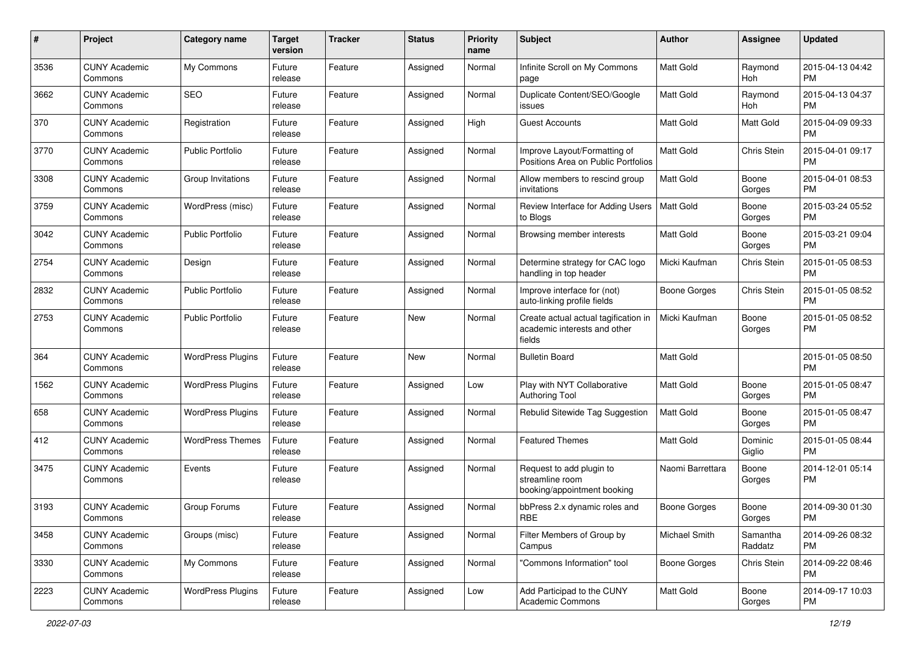| # | Project | Category name | Target version | Tracker | Status | Priority name | Subject | Author | Assignee | Updated |
|---|---|---|---|---|---|---|---|---|---|---|
| 3536 | CUNY Academic Commons | My Commons | Future release | Feature | Assigned | Normal | Infinite Scroll on My Commons page | Matt Gold | Raymond Hoh | 2015-04-13 04:42 PM |
| 3662 | CUNY Academic Commons | SEO | Future release | Feature | Assigned | Normal | Duplicate Content/SEO/Google issues | Matt Gold | Raymond Hoh | 2015-04-13 04:37 PM |
| 370 | CUNY Academic Commons | Registration | Future release | Feature | Assigned | High | Guest Accounts | Matt Gold | Matt Gold | 2015-04-09 09:33 PM |
| 3770 | CUNY Academic Commons | Public Portfolio | Future release | Feature | Assigned | Normal | Improve Layout/Formatting of Positions Area on Public Portfolios | Matt Gold | Chris Stein | 2015-04-01 09:17 PM |
| 3308 | CUNY Academic Commons | Group Invitations | Future release | Feature | Assigned | Normal | Allow members to rescind group invitations | Matt Gold | Boone Gorges | 2015-04-01 08:53 PM |
| 3759 | CUNY Academic Commons | WordPress (misc) | Future release | Feature | Assigned | Normal | Review Interface for Adding Users to Blogs | Matt Gold | Boone Gorges | 2015-03-24 05:52 PM |
| 3042 | CUNY Academic Commons | Public Portfolio | Future release | Feature | Assigned | Normal | Browsing member interests | Matt Gold | Boone Gorges | 2015-03-21 09:04 PM |
| 2754 | CUNY Academic Commons | Design | Future release | Feature | Assigned | Normal | Determine strategy for CAC logo handling in top header | Micki Kaufman | Chris Stein | 2015-01-05 08:53 PM |
| 2832 | CUNY Academic Commons | Public Portfolio | Future release | Feature | Assigned | Normal | Improve interface for (not) auto-linking profile fields | Boone Gorges | Chris Stein | 2015-01-05 08:52 PM |
| 2753 | CUNY Academic Commons | Public Portfolio | Future release | Feature | New | Normal | Create actual actual tagification in academic interests and other fields | Micki Kaufman | Boone Gorges | 2015-01-05 08:52 PM |
| 364 | CUNY Academic Commons | WordPress Plugins | Future release | Feature | New | Normal | Bulletin Board | Matt Gold | | 2015-01-05 08:50 PM |
| 1562 | CUNY Academic Commons | WordPress Plugins | Future release | Feature | Assigned | Low | Play with NYT Collaborative Authoring Tool | Matt Gold | Boone Gorges | 2015-01-05 08:47 PM |
| 658 | CUNY Academic Commons | WordPress Plugins | Future release | Feature | Assigned | Normal | Rebulid Sitewide Tag Suggestion | Matt Gold | Boone Gorges | 2015-01-05 08:47 PM |
| 412 | CUNY Academic Commons | WordPress Themes | Future release | Feature | Assigned | Normal | Featured Themes | Matt Gold | Dominic Giglio | 2015-01-05 08:44 PM |
| 3475 | CUNY Academic Commons | Events | Future release | Feature | Assigned | Normal | Request to add plugin to streamline room booking/appointment booking | Naomi Barrettara | Boone Gorges | 2014-12-01 05:14 PM |
| 3193 | CUNY Academic Commons | Group Forums | Future release | Feature | Assigned | Normal | bbPress 2.x dynamic roles and RBE | Boone Gorges | Boone Gorges | 2014-09-30 01:30 PM |
| 3458 | CUNY Academic Commons | Groups (misc) | Future release | Feature | Assigned | Normal | Filter Members of Group by Campus | Michael Smith | Samantha Raddatz | 2014-09-26 08:32 PM |
| 3330 | CUNY Academic Commons | My Commons | Future release | Feature | Assigned | Normal | "Commons Information" tool | Boone Gorges | Chris Stein | 2014-09-22 08:46 PM |
| 2223 | CUNY Academic Commons | WordPress Plugins | Future release | Feature | Assigned | Low | Add Participad to the CUNY Academic Commons | Matt Gold | Boone Gorges | 2014-09-17 10:03 PM |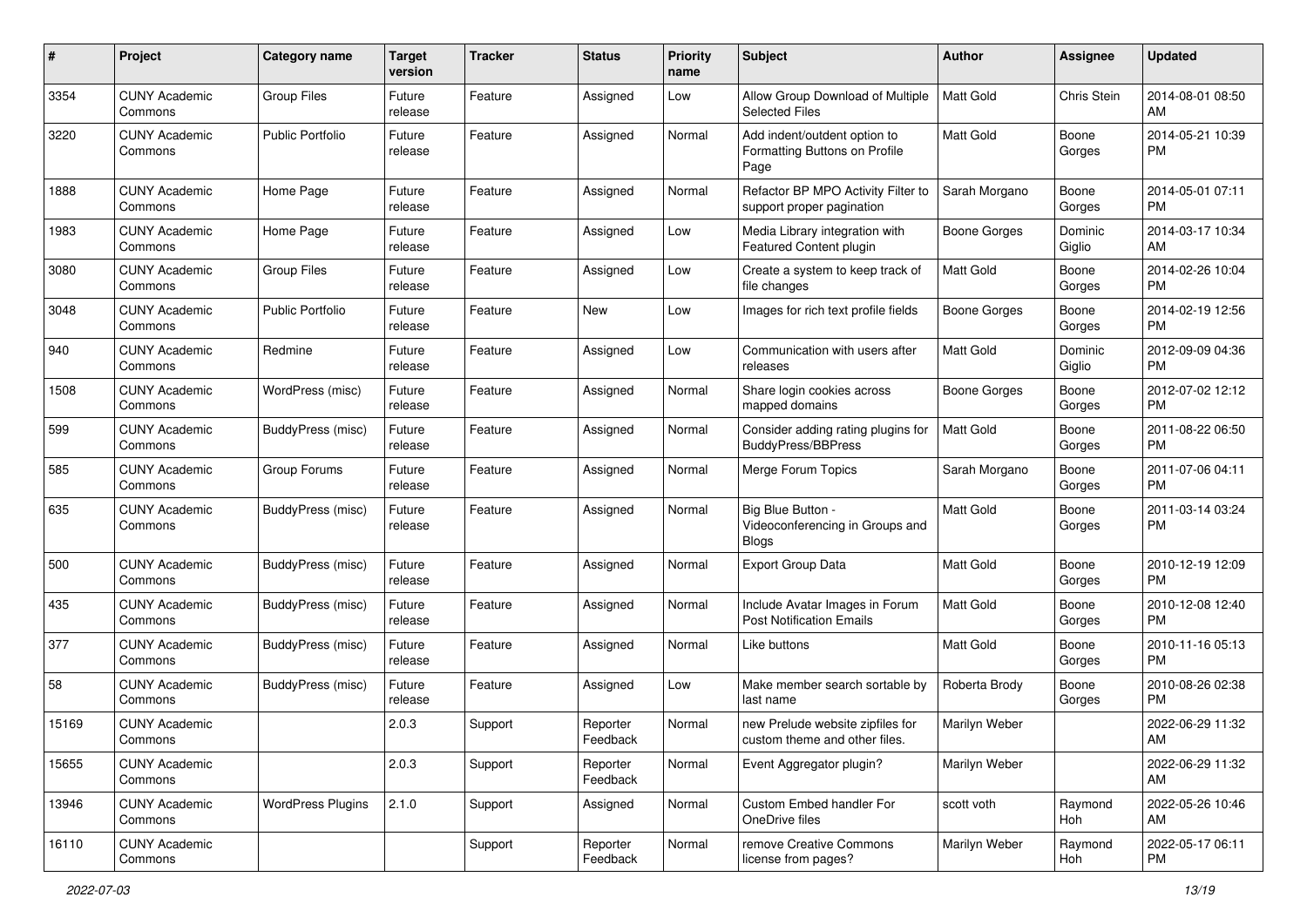| # | Project | Category name | Target version | Tracker | Status | Priority name | Subject | Author | Assignee | Updated |
|---|---|---|---|---|---|---|---|---|---|---|
| 3354 | CUNY Academic Commons | Group Files | Future release | Feature | Assigned | Low | Allow Group Download of Multiple Selected Files | Matt Gold | Chris Stein | 2014-08-01 08:50 AM |
| 3220 | CUNY Academic Commons | Public Portfolio | Future release | Feature | Assigned | Normal | Add indent/outdent option to Formatting Buttons on Profile Page | Matt Gold | Boone Gorges | 2014-05-21 10:39 PM |
| 1888 | CUNY Academic Commons | Home Page | Future release | Feature | Assigned | Normal | Refactor BP MPO Activity Filter to support proper pagination | Sarah Morgano | Boone Gorges | 2014-05-01 07:11 PM |
| 1983 | CUNY Academic Commons | Home Page | Future release | Feature | Assigned | Low | Media Library integration with Featured Content plugin | Boone Gorges | Dominic Giglio | 2014-03-17 10:34 AM |
| 3080 | CUNY Academic Commons | Group Files | Future release | Feature | Assigned | Low | Create a system to keep track of file changes | Matt Gold | Boone Gorges | 2014-02-26 10:04 PM |
| 3048 | CUNY Academic Commons | Public Portfolio | Future release | Feature | New | Low | Images for rich text profile fields | Boone Gorges | Boone Gorges | 2014-02-19 12:56 PM |
| 940 | CUNY Academic Commons | Redmine | Future release | Feature | Assigned | Low | Communication with users after releases | Matt Gold | Dominic Giglio | 2012-09-09 04:36 PM |
| 1508 | CUNY Academic Commons | WordPress (misc) | Future release | Feature | Assigned | Normal | Share login cookies across mapped domains | Boone Gorges | Boone Gorges | 2012-07-02 12:12 PM |
| 599 | CUNY Academic Commons | BuddyPress (misc) | Future release | Feature | Assigned | Normal | Consider adding rating plugins for BuddyPress/BBPress | Matt Gold | Boone Gorges | 2011-08-22 06:50 PM |
| 585 | CUNY Academic Commons | Group Forums | Future release | Feature | Assigned | Normal | Merge Forum Topics | Sarah Morgano | Boone Gorges | 2011-07-06 04:11 PM |
| 635 | CUNY Academic Commons | BuddyPress (misc) | Future release | Feature | Assigned | Normal | Big Blue Button - Videoconferencing in Groups and Blogs | Matt Gold | Boone Gorges | 2011-03-14 03:24 PM |
| 500 | CUNY Academic Commons | BuddyPress (misc) | Future release | Feature | Assigned | Normal | Export Group Data | Matt Gold | Boone Gorges | 2010-12-19 12:09 PM |
| 435 | CUNY Academic Commons | BuddyPress (misc) | Future release | Feature | Assigned | Normal | Include Avatar Images in Forum Post Notification Emails | Matt Gold | Boone Gorges | 2010-12-08 12:40 PM |
| 377 | CUNY Academic Commons | BuddyPress (misc) | Future release | Feature | Assigned | Normal | Like buttons | Matt Gold | Boone Gorges | 2010-11-16 05:13 PM |
| 58 | CUNY Academic Commons | BuddyPress (misc) | Future release | Feature | Assigned | Low | Make member search sortable by last name | Roberta Brody | Boone Gorges | 2010-08-26 02:38 PM |
| 15169 | CUNY Academic Commons | | 2.0.3 | Support | Reporter Feedback | Normal | new Prelude website zipfiles for custom theme and other files. | Marilyn Weber | | 2022-06-29 11:32 AM |
| 15655 | CUNY Academic Commons | | 2.0.3 | Support | Reporter Feedback | Normal | Event Aggregator plugin? | Marilyn Weber | | 2022-06-29 11:32 AM |
| 13946 | CUNY Academic Commons | WordPress Plugins | 2.1.0 | Support | Assigned | Normal | Custom Embed handler For OneDrive files | scott voth | Raymond Hoh | 2022-05-26 10:46 AM |
| 16110 | CUNY Academic Commons | | | Support | Reporter Feedback | Normal | remove Creative Commons license from pages? | Marilyn Weber | Raymond Hoh | 2022-05-17 06:11 PM |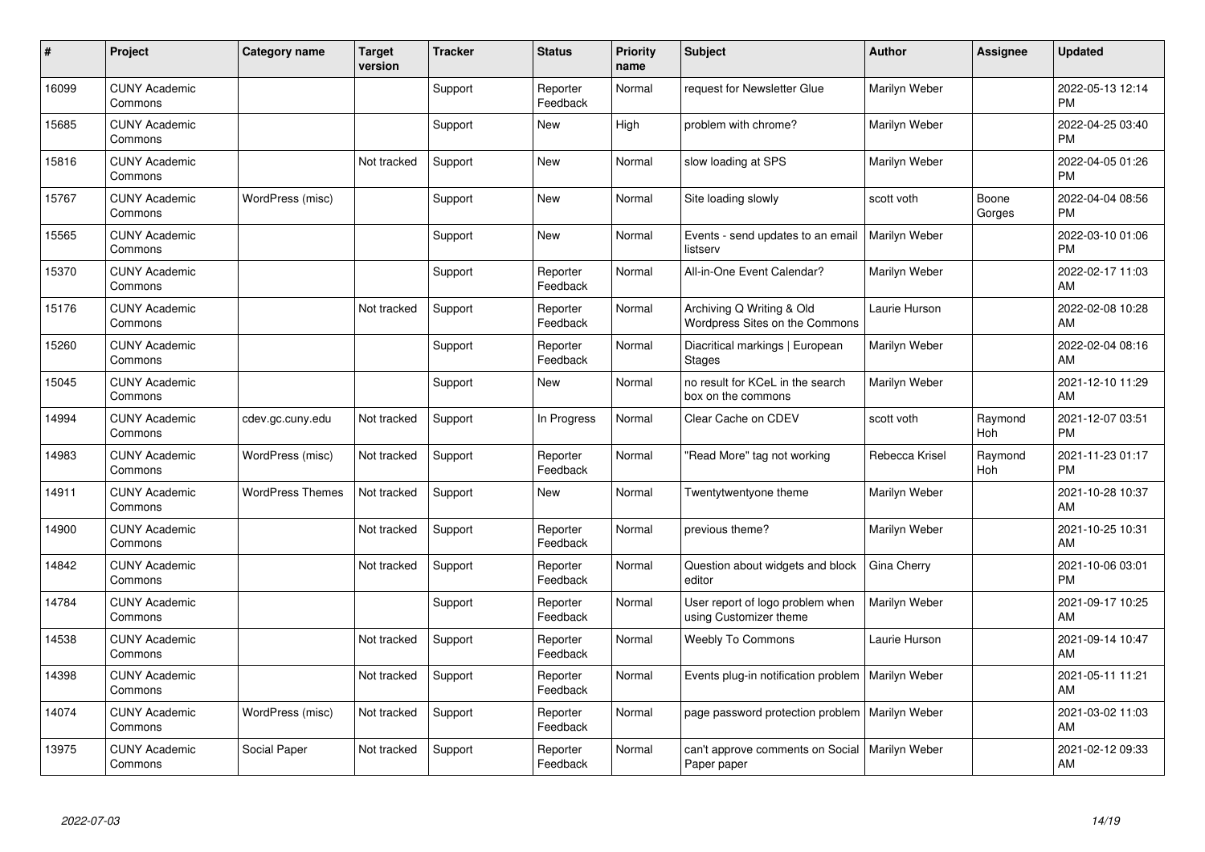| # | Project | Category name | Target version | Tracker | Status | Priority name | Subject | Author | Assignee | Updated |
|---|---|---|---|---|---|---|---|---|---|---|
| 16099 | CUNY Academic Commons | | | Support | Reporter Feedback | Normal | request for Newsletter Glue | Marilyn Weber | | 2022-05-13 12:14 PM |
| 15685 | CUNY Academic Commons | | | Support | New | High | problem with chrome? | Marilyn Weber | | 2022-04-25 03:40 PM |
| 15816 | CUNY Academic Commons | | Not tracked | Support | New | Normal | slow loading at SPS | Marilyn Weber | | 2022-04-05 01:26 PM |
| 15767 | CUNY Academic Commons | WordPress (misc) | | Support | New | Normal | Site loading slowly | scott voth | Boone Gorges | 2022-04-04 08:56 PM |
| 15565 | CUNY Academic Commons | | | Support | New | Normal | Events - send updates to an email listserv | Marilyn Weber | | 2022-03-10 01:06 PM |
| 15370 | CUNY Academic Commons | | | Support | Reporter Feedback | Normal | All-in-One Event Calendar? | Marilyn Weber | | 2022-02-17 11:03 AM |
| 15176 | CUNY Academic Commons | | Not tracked | Support | Reporter Feedback | Normal | Archiving Q Writing & Old Wordpress Sites on the Commons | Laurie Hurson | | 2022-02-08 10:28 AM |
| 15260 | CUNY Academic Commons | | | Support | Reporter Feedback | Normal | Diacritical markings \| European Stages | Marilyn Weber | | 2022-02-04 08:16 AM |
| 15045 | CUNY Academic Commons | | | Support | New | Normal | no result for KCeL in the search box on the commons | Marilyn Weber | | 2021-12-10 11:29 AM |
| 14994 | CUNY Academic Commons | cdev.gc.cuny.edu | Not tracked | Support | In Progress | Normal | Clear Cache on CDEV | scott voth | Raymond Hoh | 2021-12-07 03:51 PM |
| 14983 | CUNY Academic Commons | WordPress (misc) | Not tracked | Support | Reporter Feedback | Normal | "Read More" tag not working | Rebecca Krisel | Raymond Hoh | 2021-11-23 01:17 PM |
| 14911 | CUNY Academic Commons | WordPress Themes | Not tracked | Support | New | Normal | Twentytwentyone theme | Marilyn Weber | | 2021-10-28 10:37 AM |
| 14900 | CUNY Academic Commons | | Not tracked | Support | Reporter Feedback | Normal | previous theme? | Marilyn Weber | | 2021-10-25 10:31 AM |
| 14842 | CUNY Academic Commons | | Not tracked | Support | Reporter Feedback | Normal | Question about widgets and block editor | Gina Cherry | | 2021-10-06 03:01 PM |
| 14784 | CUNY Academic Commons | | | Support | Reporter Feedback | Normal | User report of logo problem when using Customizer theme | Marilyn Weber | | 2021-09-17 10:25 AM |
| 14538 | CUNY Academic Commons | | Not tracked | Support | Reporter Feedback | Normal | Weebly To Commons | Laurie Hurson | | 2021-09-14 10:47 AM |
| 14398 | CUNY Academic Commons | | Not tracked | Support | Reporter Feedback | Normal | Events plug-in notification problem | Marilyn Weber | | 2021-05-11 11:21 AM |
| 14074 | CUNY Academic Commons | WordPress (misc) | Not tracked | Support | Reporter Feedback | Normal | page password protection problem | Marilyn Weber | | 2021-03-02 11:03 AM |
| 13975 | CUNY Academic Commons | Social Paper | Not tracked | Support | Reporter Feedback | Normal | can't approve comments on Social Paper paper | Marilyn Weber | | 2021-02-12 09:33 AM |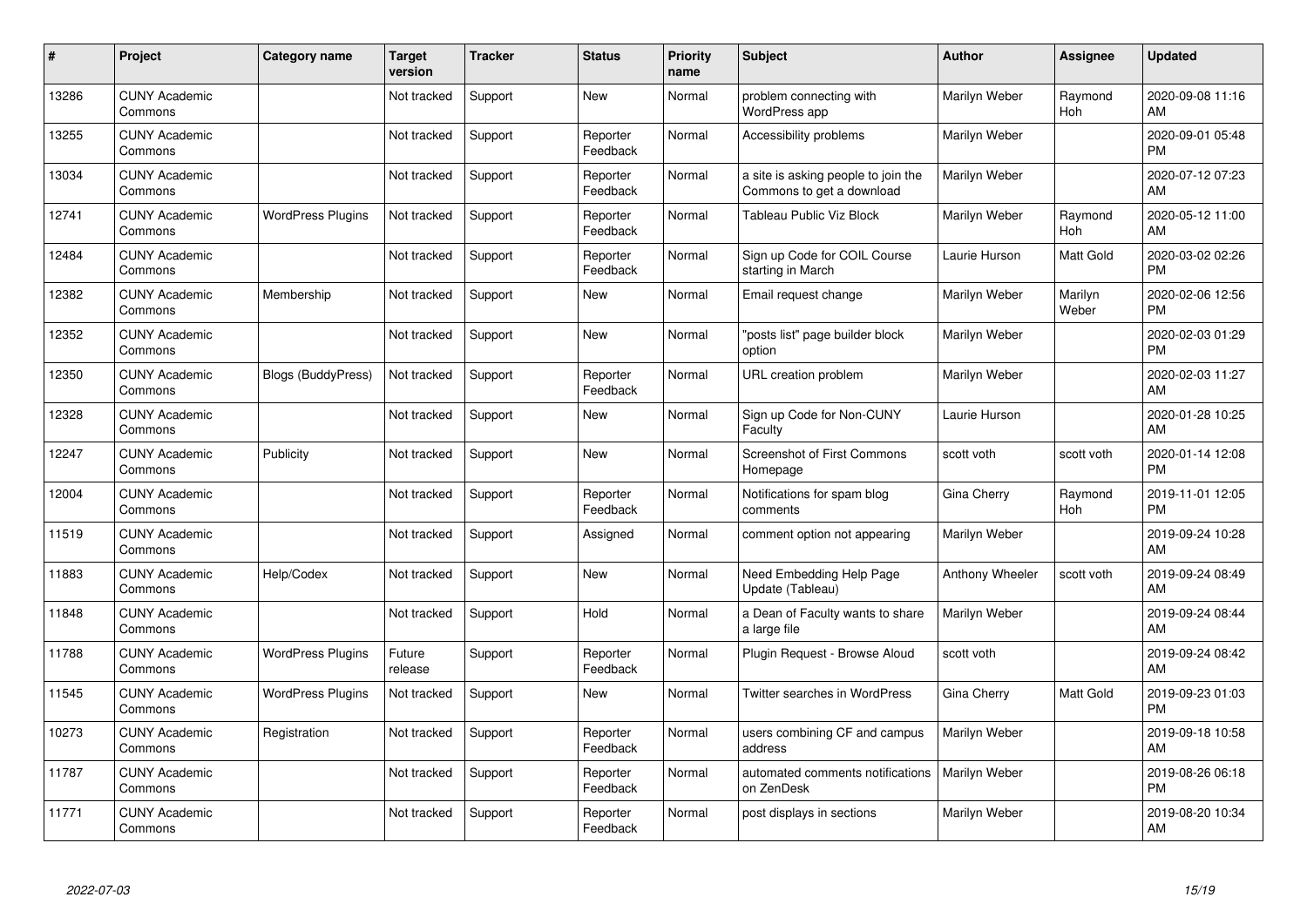| # | Project | Category name | Target version | Tracker | Status | Priority name | Subject | Author | Assignee | Updated |
|---|---|---|---|---|---|---|---|---|---|---|
| 13286 | CUNY Academic Commons | | Not tracked | Support | New | Normal | problem connecting with WordPress app | Marilyn Weber | Raymond Hoh | 2020-09-08 11:16 AM |
| 13255 | CUNY Academic Commons | | Not tracked | Support | Reporter Feedback | Normal | Accessibility problems | Marilyn Weber | | 2020-09-01 05:48 PM |
| 13034 | CUNY Academic Commons | | Not tracked | Support | Reporter Feedback | Normal | a site is asking people to join the Commons to get a download | Marilyn Weber | | 2020-07-12 07:23 AM |
| 12741 | CUNY Academic Commons | WordPress Plugins | Not tracked | Support | Reporter Feedback | Normal | Tableau Public Viz Block | Marilyn Weber | Raymond Hoh | 2020-05-12 11:00 AM |
| 12484 | CUNY Academic Commons | | Not tracked | Support | Reporter Feedback | Normal | Sign up Code for COIL Course starting in March | Laurie Hurson | Matt Gold | 2020-03-02 02:26 PM |
| 12382 | CUNY Academic Commons | Membership | Not tracked | Support | New | Normal | Email request change | Marilyn Weber | Marilyn Weber | 2020-02-06 12:56 PM |
| 12352 | CUNY Academic Commons | | Not tracked | Support | New | Normal | "posts list" page builder block option | Marilyn Weber | | 2020-02-03 01:29 PM |
| 12350 | CUNY Academic Commons | Blogs (BuddyPress) | Not tracked | Support | Reporter Feedback | Normal | URL creation problem | Marilyn Weber | | 2020-02-03 11:27 AM |
| 12328 | CUNY Academic Commons | | Not tracked | Support | New | Normal | Sign up Code for Non-CUNY Faculty | Laurie Hurson | | 2020-01-28 10:25 AM |
| 12247 | CUNY Academic Commons | Publicity | Not tracked | Support | New | Normal | Screenshot of First Commons Homepage | scott voth | scott voth | 2020-01-14 12:08 PM |
| 12004 | CUNY Academic Commons | | Not tracked | Support | Reporter Feedback | Normal | Notifications for spam blog comments | Gina Cherry | Raymond Hoh | 2019-11-01 12:05 PM |
| 11519 | CUNY Academic Commons | | Not tracked | Support | Assigned | Normal | comment option not appearing | Marilyn Weber | | 2019-09-24 10:28 AM |
| 11883 | CUNY Academic Commons | Help/Codex | Not tracked | Support | New | Normal | Need Embedding Help Page Update (Tableau) | Anthony Wheeler | scott voth | 2019-09-24 08:49 AM |
| 11848 | CUNY Academic Commons | | Not tracked | Support | Hold | Normal | a Dean of Faculty wants to share a large file | Marilyn Weber | | 2019-09-24 08:44 AM |
| 11788 | CUNY Academic Commons | WordPress Plugins | Future release | Support | Reporter Feedback | Normal | Plugin Request - Browse Aloud | scott voth | | 2019-09-24 08:42 AM |
| 11545 | CUNY Academic Commons | WordPress Plugins | Not tracked | Support | New | Normal | Twitter searches in WordPress | Gina Cherry | Matt Gold | 2019-09-23 01:03 PM |
| 10273 | CUNY Academic Commons | Registration | Not tracked | Support | Reporter Feedback | Normal | users combining CF and campus address | Marilyn Weber | | 2019-09-18 10:58 AM |
| 11787 | CUNY Academic Commons | | Not tracked | Support | Reporter Feedback | Normal | automated comments notifications on ZenDesk | Marilyn Weber | | 2019-08-26 06:18 PM |
| 11771 | CUNY Academic Commons | | Not tracked | Support | Reporter Feedback | Normal | post displays in sections | Marilyn Weber | | 2019-08-20 10:34 AM |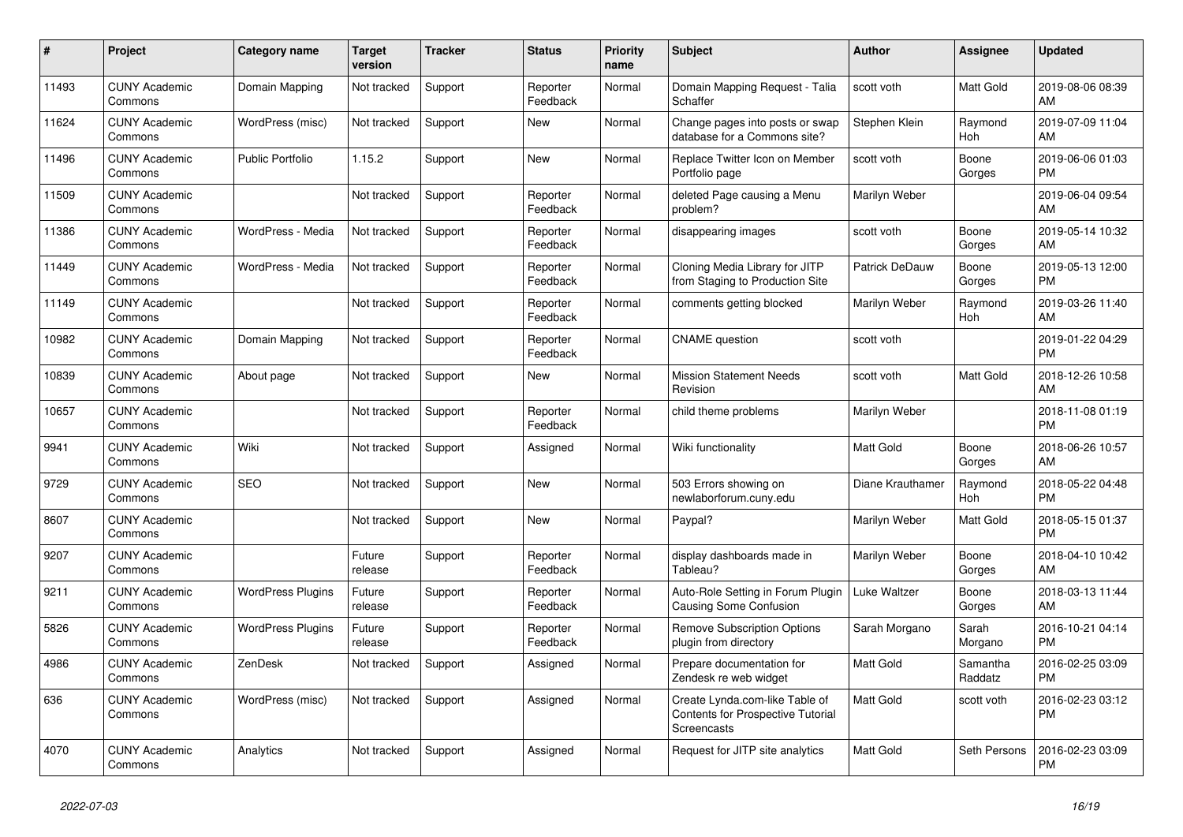| # | Project | Category name | Target version | Tracker | Status | Priority name | Subject | Author | Assignee | Updated |
|---|---|---|---|---|---|---|---|---|---|---|
| 11493 | CUNY Academic Commons | Domain Mapping | Not tracked | Support | Reporter Feedback | Normal | Domain Mapping Request - Talia Schaffer | scott voth | Matt Gold | 2019-08-06 08:39 AM |
| 11624 | CUNY Academic Commons | WordPress (misc) | Not tracked | Support | New | Normal | Change pages into posts or swap database for a Commons site? | Stephen Klein | Raymond Hoh | 2019-07-09 11:04 AM |
| 11496 | CUNY Academic Commons | Public Portfolio | 1.15.2 | Support | New | Normal | Replace Twitter Icon on Member Portfolio page | scott voth | Boone Gorges | 2019-06-06 01:03 PM |
| 11509 | CUNY Academic Commons | | Not tracked | Support | Reporter Feedback | Normal | deleted Page causing a Menu problem? | Marilyn Weber | | 2019-06-04 09:54 AM |
| 11386 | CUNY Academic Commons | WordPress - Media | Not tracked | Support | Reporter Feedback | Normal | disappearing images | scott voth | Boone Gorges | 2019-05-14 10:32 AM |
| 11449 | CUNY Academic Commons | WordPress - Media | Not tracked | Support | Reporter Feedback | Normal | Cloning Media Library for JITP from Staging to Production Site | Patrick DeDauw | Boone Gorges | 2019-05-13 12:00 PM |
| 11149 | CUNY Academic Commons | | Not tracked | Support | Reporter Feedback | Normal | comments getting blocked | Marilyn Weber | Raymond Hoh | 2019-03-26 11:40 AM |
| 10982 | CUNY Academic Commons | Domain Mapping | Not tracked | Support | Reporter Feedback | Normal | CNAME question | scott voth | | 2019-01-22 04:29 PM |
| 10839 | CUNY Academic Commons | About page | Not tracked | Support | New | Normal | Mission Statement Needs Revision | scott voth | Matt Gold | 2018-12-26 10:58 AM |
| 10657 | CUNY Academic Commons | | Not tracked | Support | Reporter Feedback | Normal | child theme problems | Marilyn Weber | | 2018-11-08 01:19 PM |
| 9941 | CUNY Academic Commons | Wiki | Not tracked | Support | Assigned | Normal | Wiki functionality | Matt Gold | Boone Gorges | 2018-06-26 10:57 AM |
| 9729 | CUNY Academic Commons | SEO | Not tracked | Support | New | Normal | 503 Errors showing on newlaborforum.cuny.edu | Diane Krauthamer | Raymond Hoh | 2018-05-22 04:48 PM |
| 8607 | CUNY Academic Commons | | Not tracked | Support | New | Normal | Paypal? | Marilyn Weber | Matt Gold | 2018-05-15 01:37 PM |
| 9207 | CUNY Academic Commons | | Future release | Support | Reporter Feedback | Normal | display dashboards made in Tableau? | Marilyn Weber | Boone Gorges | 2018-04-10 10:42 AM |
| 9211 | CUNY Academic Commons | WordPress Plugins | Future release | Support | Reporter Feedback | Normal | Auto-Role Setting in Forum Plugin Causing Some Confusion | Luke Waltzer | Boone Gorges | 2018-03-13 11:44 AM |
| 5826 | CUNY Academic Commons | WordPress Plugins | Future release | Support | Reporter Feedback | Normal | Remove Subscription Options plugin from directory | Sarah Morgano | Sarah Morgano | 2016-10-21 04:14 PM |
| 4986 | CUNY Academic Commons | ZenDesk | Not tracked | Support | Assigned | Normal | Prepare documentation for Zendesk re web widget | Matt Gold | Samantha Raddatz | 2016-02-25 03:09 PM |
| 636 | CUNY Academic Commons | WordPress (misc) | Not tracked | Support | Assigned | Normal | Create Lynda.com-like Table of Contents for Prospective Tutorial Screencasts | Matt Gold | scott voth | 2016-02-23 03:12 PM |
| 4070 | CUNY Academic Commons | Analytics | Not tracked | Support | Assigned | Normal | Request for JITP site analytics | Matt Gold | Seth Persons | 2016-02-23 03:09 PM |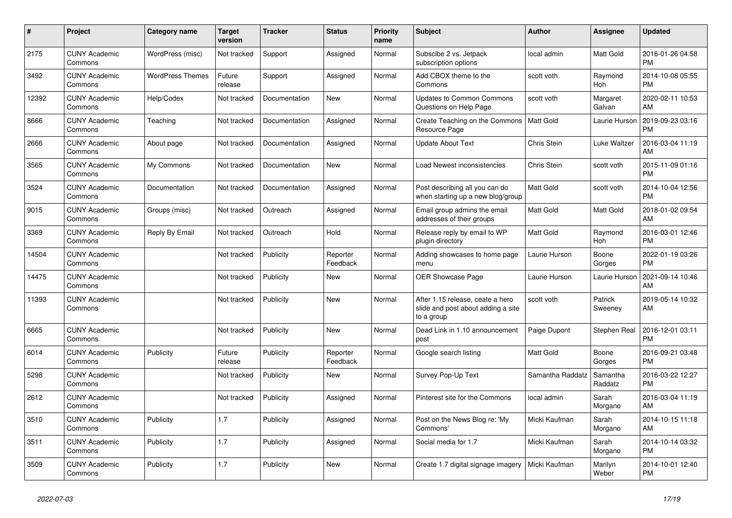| # | Project | Category name | Target version | Tracker | Status | Priority name | Subject | Author | Assignee | Updated |
|---|---|---|---|---|---|---|---|---|---|---|
| 2175 | CUNY Academic Commons | WordPress (misc) | Not tracked | Support | Assigned | Normal | Subscibe 2 vs. Jetpack subscription options | local admin | Matt Gold | 2016-01-26 04:58 PM |
| 3492 | CUNY Academic Commons | WordPress Themes | Future release | Support | Assigned | Normal | Add CBOX theme to the Commons | scott voth | Raymond Hoh | 2014-10-08 05:55 PM |
| 12392 | CUNY Academic Commons | Help/Codex | Not tracked | Documentation | New | Normal | Updates to Common Commons Questions on Help Page | scott voth | Margaret Galvan | 2020-02-11 10:53 AM |
| 8666 | CUNY Academic Commons | Teaching | Not tracked | Documentation | Assigned | Normal | Create Teaching on the Commons Resource Page | Matt Gold | Laurie Hurson | 2019-09-23 03:16 PM |
| 2666 | CUNY Academic Commons | About page | Not tracked | Documentation | Assigned | Normal | Update About Text | Chris Stein | Luke Waltzer | 2016-03-04 11:19 AM |
| 3565 | CUNY Academic Commons | My Commons | Not tracked | Documentation | New | Normal | Load Newest inconsistencies | Chris Stein | scott voth | 2015-11-09 01:16 PM |
| 3524 | CUNY Academic Commons | Documentation | Not tracked | Documentation | Assigned | Normal | Post describing all you can do when starting up a new blog/group | Matt Gold | scott voth | 2014-10-04 12:56 PM |
| 9015 | CUNY Academic Commons | Groups (misc) | Not tracked | Outreach | Assigned | Normal | Email group admins the email addresses of their groups | Matt Gold | Matt Gold | 2018-01-02 09:54 AM |
| 3369 | CUNY Academic Commons | Reply By Email | Not tracked | Outreach | Hold | Normal | Release reply by email to WP plugin directory | Matt Gold | Raymond Hoh | 2016-03-01 12:46 PM |
| 14504 | CUNY Academic Commons | | Not tracked | Publicity | Reporter Feedback | Normal | Adding showcases to home page menu | Laurie Hurson | Boone Gorges | 2022-01-19 03:26 PM |
| 14475 | CUNY Academic Commons | | Not tracked | Publicity | New | Normal | OER Showcase Page | Laurie Hurson | Laurie Hurson | 2021-09-14 10:46 AM |
| 11393 | CUNY Academic Commons | | Not tracked | Publicity | New | Normal | After 1.15 release, ceate a hero slide and post about adding a site to a group | scott voth | Patrick Sweeney | 2019-05-14 10:32 AM |
| 6665 | CUNY Academic Commons | | Not tracked | Publicity | New | Normal | Dead Link in 1.10 announcement post | Paige Dupont | Stephen Real | 2016-12-01 03:11 PM |
| 6014 | CUNY Academic Commons | Publicity | Future release | Publicity | Reporter Feedback | Normal | Google search listing | Matt Gold | Boone Gorges | 2016-09-21 03:48 PM |
| 5298 | CUNY Academic Commons | | Not tracked | Publicity | New | Normal | Survey Pop-Up Text | Samantha Raddatz | Samantha Raddatz | 2016-03-22 12:27 PM |
| 2612 | CUNY Academic Commons | | Not tracked | Publicity | Assigned | Normal | Pinterest site for the Commons | local admin | Sarah Morgano | 2016-03-04 11:19 AM |
| 3510 | CUNY Academic Commons | Publicity | 1.7 | Publicity | Assigned | Normal | Post on the News Blog re: 'My Commons' | Micki Kaufman | Sarah Morgano | 2014-10-15 11:18 AM |
| 3511 | CUNY Academic Commons | Publicity | 1.7 | Publicity | Assigned | Normal | Social media for 1.7 | Micki Kaufman | Sarah Morgano | 2014-10-14 03:32 PM |
| 3509 | CUNY Academic Commons | Publicity | 1.7 | Publicity | New | Normal | Create 1.7 digital signage imagery | Micki Kaufman | Marilyn Weber | 2014-10-01 12:40 PM |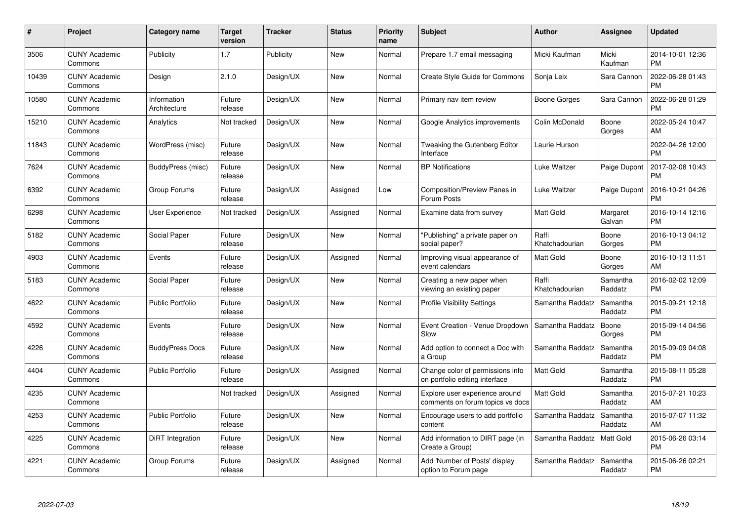| # | Project | Category name | Target version | Tracker | Status | Priority name | Subject | Author | Assignee | Updated |
|---|---|---|---|---|---|---|---|---|---|---|
| 3506 | CUNY Academic Commons | Publicity | 1.7 | Publicity | New | Normal | Prepare 1.7 email messaging | Micki Kaufman | Micki Kaufman | 2014-10-01 12:36 PM |
| 10439 | CUNY Academic Commons | Design | 2.1.0 | Design/UX | New | Normal | Create Style Guide for Commons | Sonja Leix | Sara Cannon | 2022-06-28 01:43 PM |
| 10580 | CUNY Academic Commons | Information Architecture | Future release | Design/UX | New | Normal | Primary nav item review | Boone Gorges | Sara Cannon | 2022-06-28 01:29 PM |
| 15210 | CUNY Academic Commons | Analytics | Not tracked | Design/UX | New | Normal | Google Analytics improvements | Colin McDonald | Boone Gorges | 2022-05-24 10:47 AM |
| 11843 | CUNY Academic Commons | WordPress (misc) | Future release | Design/UX | New | Normal | Tweaking the Gutenberg Editor Interface | Laurie Hurson | | 2022-04-26 12:00 PM |
| 7624 | CUNY Academic Commons | BuddyPress (misc) | Future release | Design/UX | New | Normal | BP Notifications | Luke Waltzer | Paige Dupont | 2017-02-08 10:43 PM |
| 6392 | CUNY Academic Commons | Group Forums | Future release | Design/UX | Assigned | Low | Composition/Preview Panes in Forum Posts | Luke Waltzer | Paige Dupont | 2016-10-21 04:26 PM |
| 6298 | CUNY Academic Commons | User Experience | Not tracked | Design/UX | Assigned | Normal | Examine data from survey | Matt Gold | Margaret Galvan | 2016-10-14 12:16 PM |
| 5182 | CUNY Academic Commons | Social Paper | Future release | Design/UX | New | Normal | "Publishing" a private paper on social paper? | Raffi Khatchadourian | Boone Gorges | 2016-10-13 04:12 PM |
| 4903 | CUNY Academic Commons | Events | Future release | Design/UX | Assigned | Normal | Improving visual appearance of event calendars | Matt Gold | Boone Gorges | 2016-10-13 11:51 AM |
| 5183 | CUNY Academic Commons | Social Paper | Future release | Design/UX | New | Normal | Creating a new paper when viewing an existing paper | Raffi Khatchadourian | Samantha Raddatz | 2016-02-02 12:09 PM |
| 4622 | CUNY Academic Commons | Public Portfolio | Future release | Design/UX | New | Normal | Profile Visibility Settings | Samantha Raddatz | Samantha Raddatz | 2015-09-21 12:18 PM |
| 4592 | CUNY Academic Commons | Events | Future release | Design/UX | New | Normal | Event Creation - Venue Dropdown Slow | Samantha Raddatz | Boone Gorges | 2015-09-14 04:56 PM |
| 4226 | CUNY Academic Commons | BuddyPress Docs | Future release | Design/UX | New | Normal | Add option to connect a Doc with a Group | Samantha Raddatz | Samantha Raddatz | 2015-09-09 04:08 PM |
| 4404 | CUNY Academic Commons | Public Portfolio | Future release | Design/UX | Assigned | Normal | Change color of permissions info on portfolio editing interface | Matt Gold | Samantha Raddatz | 2015-08-11 05:28 PM |
| 4235 | CUNY Academic Commons | | Not tracked | Design/UX | Assigned | Normal | Explore user experience around comments on forum topics vs docs | Matt Gold | Samantha Raddatz | 2015-07-21 10:23 AM |
| 4253 | CUNY Academic Commons | Public Portfolio | Future release | Design/UX | New | Normal | Encourage users to add portfolio content | Samantha Raddatz | Samantha Raddatz | 2015-07-07 11:32 AM |
| 4225 | CUNY Academic Commons | DiRT Integration | Future release | Design/UX | New | Normal | Add information to DIRT page (in Create a Group) | Samantha Raddatz | Matt Gold | 2015-06-26 03:14 PM |
| 4221 | CUNY Academic Commons | Group Forums | Future release | Design/UX | Assigned | Normal | Add 'Number of Posts' display option to Forum page | Samantha Raddatz | Samantha Raddatz | 2015-06-26 02:21 PM |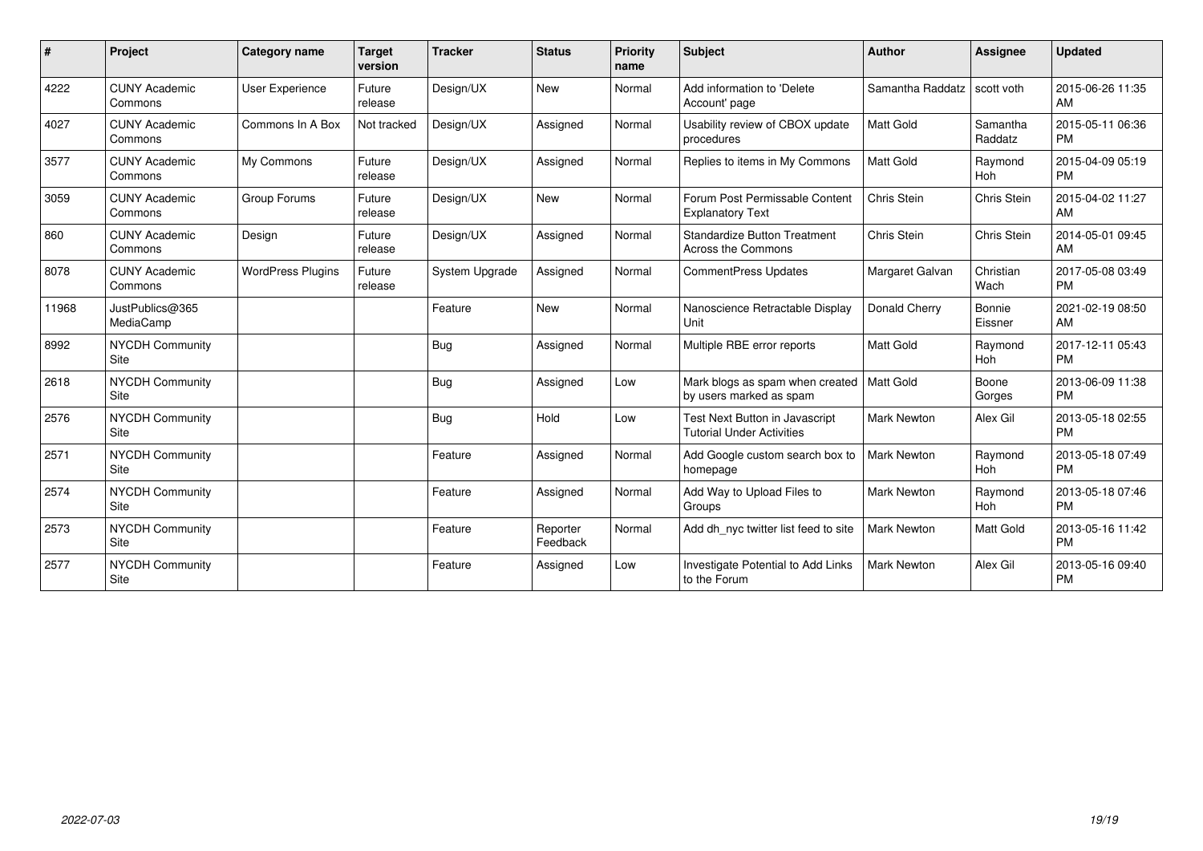| # | Project | Category name | Target version | Tracker | Status | Priority name | Subject | Author | Assignee | Updated |
|---|---|---|---|---|---|---|---|---|---|---|
| 4222 | CUNY Academic Commons | User Experience | Future release | Design/UX | New | Normal | Add information to 'Delete Account' page | Samantha Raddatz | scott voth | 2015-06-26 11:35 AM |
| 4027 | CUNY Academic Commons | Commons In A Box | Not tracked | Design/UX | Assigned | Normal | Usability review of CBOX update procedures | Matt Gold | Samantha Raddatz | 2015-05-11 06:36 PM |
| 3577 | CUNY Academic Commons | My Commons | Future release | Design/UX | Assigned | Normal | Replies to items in My Commons | Matt Gold | Raymond Hoh | 2015-04-09 05:19 PM |
| 3059 | CUNY Academic Commons | Group Forums | Future release | Design/UX | New | Normal | Forum Post Permissable Content Explanatory Text | Chris Stein | Chris Stein | 2015-04-02 11:27 AM |
| 860 | CUNY Academic Commons | Design | Future release | Design/UX | Assigned | Normal | Standardize Button Treatment Across the Commons | Chris Stein | Chris Stein | 2014-05-01 09:45 AM |
| 8078 | CUNY Academic Commons | WordPress Plugins | Future release | System Upgrade | Assigned | Normal | CommentPress Updates | Margaret Galvan | Christian Wach | 2017-05-08 03:49 PM |
| 11968 | JustPublics@365 MediaCamp | | | Feature | New | Normal | Nanoscience Retractable Display Unit | Donald Cherry | Bonnie Eissner | 2021-02-19 08:50 AM |
| 8992 | NYCDH Community Site | | | Bug | Assigned | Normal | Multiple RBE error reports | Matt Gold | Raymond Hoh | 2017-12-11 05:43 PM |
| 2618 | NYCDH Community Site | | | Bug | Assigned | Low | Mark blogs as spam when created by users marked as spam | Matt Gold | Boone Gorges | 2013-06-09 11:38 PM |
| 2576 | NYCDH Community Site | | | Bug | Hold | Low | Test Next Button in Javascript Tutorial Under Activities | Mark Newton | Alex Gil | 2013-05-18 02:55 PM |
| 2571 | NYCDH Community Site | | | Feature | Assigned | Normal | Add Google custom search box to homepage | Mark Newton | Raymond Hoh | 2013-05-18 07:49 PM |
| 2574 | NYCDH Community Site | | | Feature | Assigned | Normal | Add Way to Upload Files to Groups | Mark Newton | Raymond Hoh | 2013-05-18 07:46 PM |
| 2573 | NYCDH Community Site | | | Feature | Reporter Feedback | Normal | Add dh_nyc twitter list feed to site | Mark Newton | Matt Gold | 2013-05-16 11:42 PM |
| 2577 | NYCDH Community Site | | | Feature | Assigned | Low | Investigate Potential to Add Links to the Forum | Mark Newton | Alex Gil | 2013-05-16 09:40 PM |